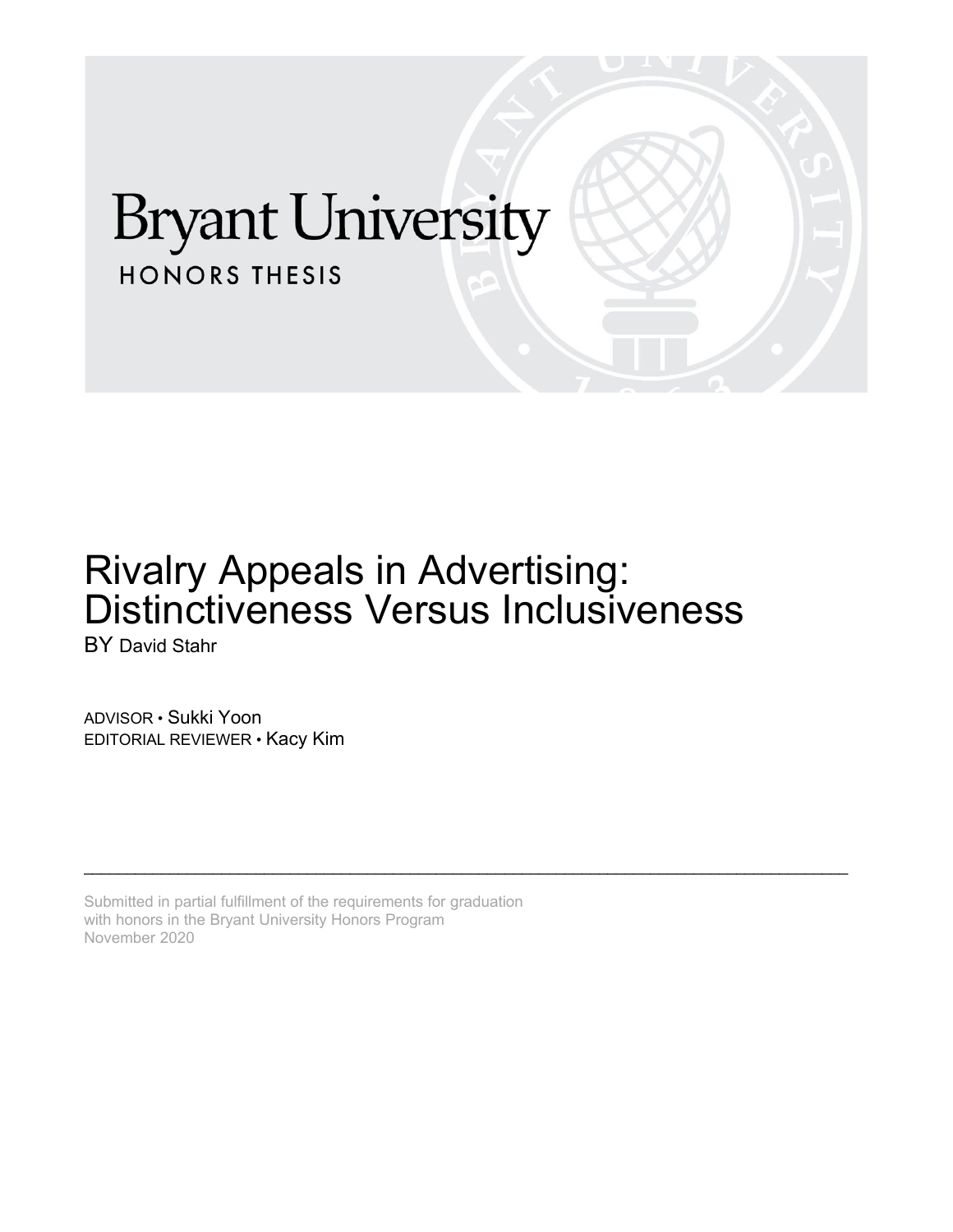# Bryant University

HONORS THESIS

# Rivalry Appeals in Advertising: Distinctiveness Versus Inclusiveness

BY David Stahr

ADVISOR • Sukki Yoon
EDITORIAL REVIEWER • Kacy Kim

---

Submitted in partial fulfillment of the requirements for graduation with honors in the Bryant University Honors Program
November 2020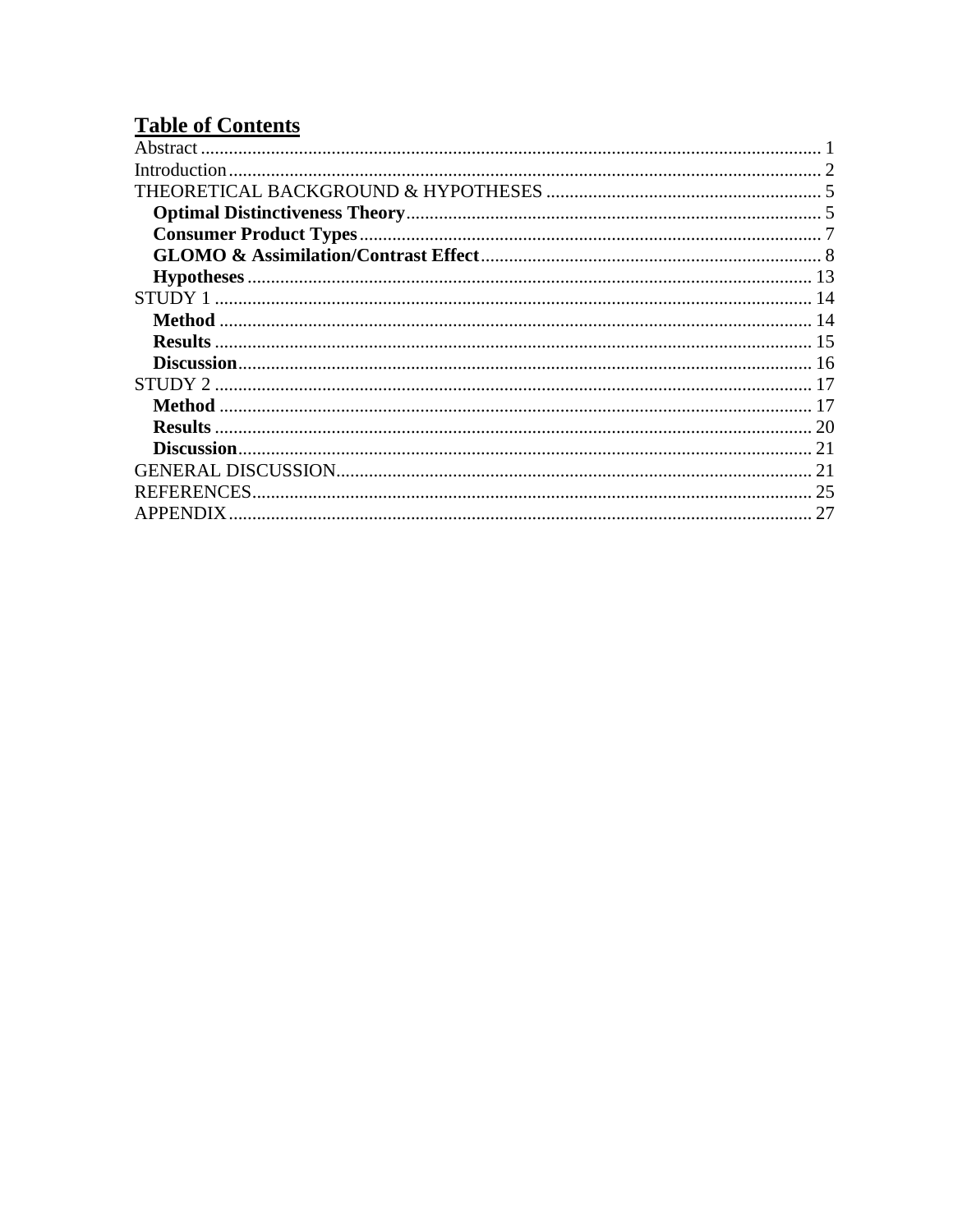## Table of Contents

Abstract ........................................................................................................................ 1
Introduction .................................................................................................................. 2
THEORETICAL BACKGROUND & HYPOTHESES ........................................................... 5
  **Optimal Distinctiveness Theory** .................................................................................. 5
  **Consumer Product Types** ............................................................................................ 7
  **GLOMO & Assimilation/Contrast Effect** ...................................................................... 8
  **Hypotheses** .............................................................................................................. 13
STUDY 1 ...................................................................................................................... 14
  **Method** ................................................................................................................... 14
  **Results** ..................................................................................................................... 15
  **Discussion** ............................................................................................................... 16
STUDY 2 ...................................................................................................................... 17
  **Method** ................................................................................................................... 17
  **Results** ..................................................................................................................... 20
  **Discussion** ............................................................................................................... 21
GENERAL DISCUSSION ................................................................................................. 21
REFERENCES ................................................................................................................ 25
APPENDIX .................................................................................................................... 27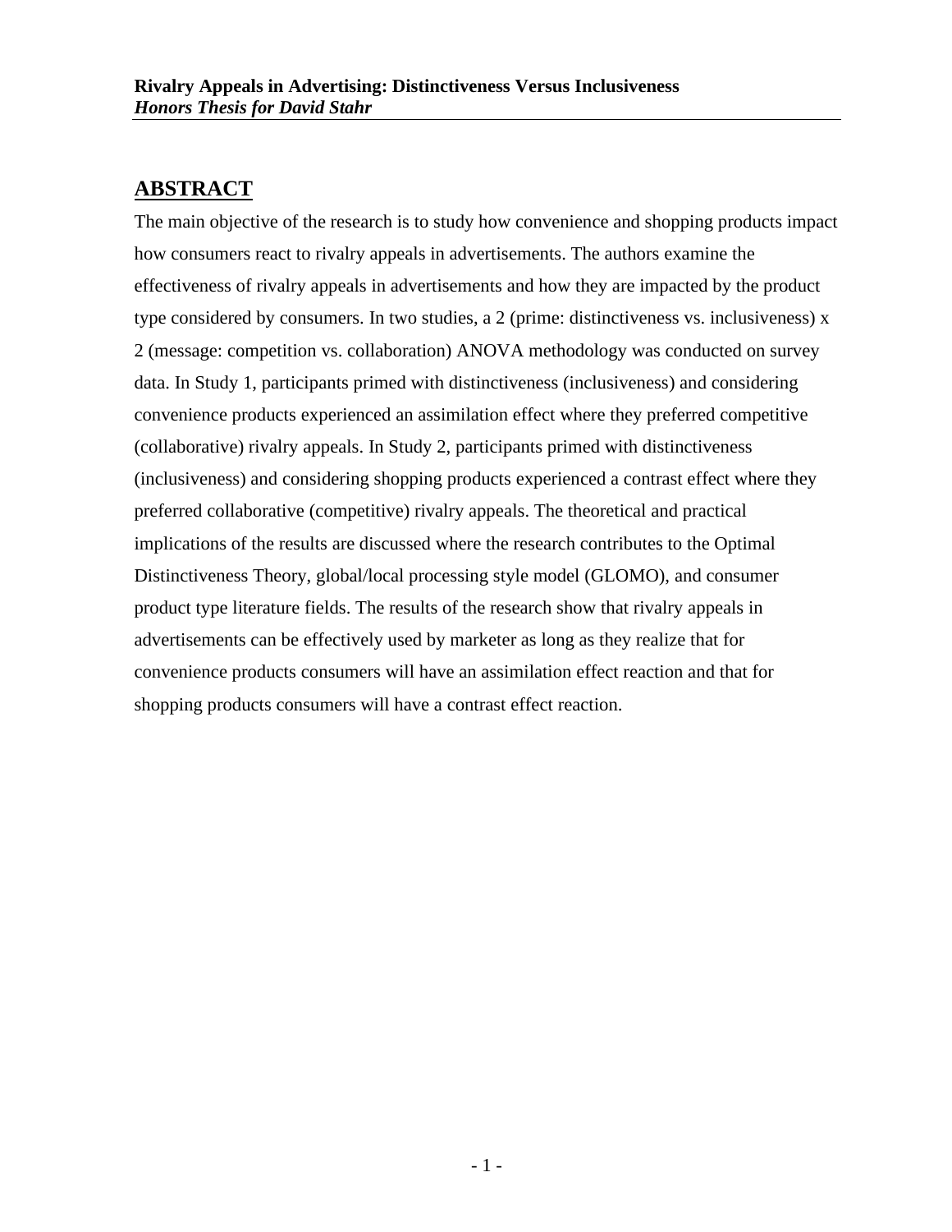## ABSTRACT

The main objective of the research is to study how convenience and shopping products impact how consumers react to rivalry appeals in advertisements. The authors examine the effectiveness of rivalry appeals in advertisements and how they are impacted by the product type considered by consumers. In two studies, a 2 (prime: distinctiveness vs. inclusiveness) x 2 (message: competition vs. collaboration) ANOVA methodology was conducted on survey data. In Study 1, participants primed with distinctiveness (inclusiveness) and considering convenience products experienced an assimilation effect where they preferred competitive (collaborative) rivalry appeals. In Study 2, participants primed with distinctiveness (inclusiveness) and considering shopping products experienced a contrast effect where they preferred collaborative (competitive) rivalry appeals. The theoretical and practical implications of the results are discussed where the research contributes to the Optimal Distinctiveness Theory, global/local processing style model (GLOMO), and consumer product type literature fields. The results of the research show that rivalry appeals in advertisements can be effectively used by marketer as long as they realize that for convenience products consumers will have an assimilation effect reaction and that for shopping products consumers will have a contrast effect reaction.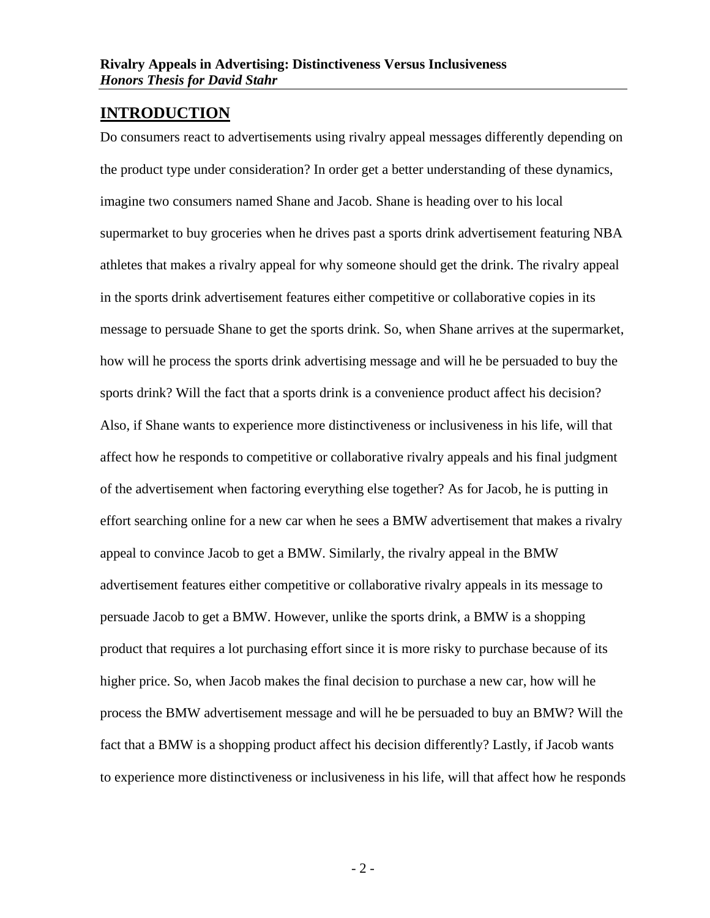## INTRODUCTION

Do consumers react to advertisements using rivalry appeal messages differently depending on the product type under consideration? In order get a better understanding of these dynamics, imagine two consumers named Shane and Jacob. Shane is heading over to his local supermarket to buy groceries when he drives past a sports drink advertisement featuring NBA athletes that makes a rivalry appeal for why someone should get the drink. The rivalry appeal in the sports drink advertisement features either competitive or collaborative copies in its message to persuade Shane to get the sports drink. So, when Shane arrives at the supermarket, how will he process the sports drink advertising message and will he be persuaded to buy the sports drink? Will the fact that a sports drink is a convenience product affect his decision? Also, if Shane wants to experience more distinctiveness or inclusiveness in his life, will that affect how he responds to competitive or collaborative rivalry appeals and his final judgment of the advertisement when factoring everything else together? As for Jacob, he is putting in effort searching online for a new car when he sees a BMW advertisement that makes a rivalry appeal to convince Jacob to get a BMW. Similarly, the rivalry appeal in the BMW advertisement features either competitive or collaborative rivalry appeals in its message to persuade Jacob to get a BMW. However, unlike the sports drink, a BMW is a shopping product that requires a lot purchasing effort since it is more risky to purchase because of its higher price. So, when Jacob makes the final decision to purchase a new car, how will he process the BMW advertisement message and will he be persuaded to buy an BMW? Will the fact that a BMW is a shopping product affect his decision differently? Lastly, if Jacob wants to experience more distinctiveness or inclusiveness in his life, will that affect how he responds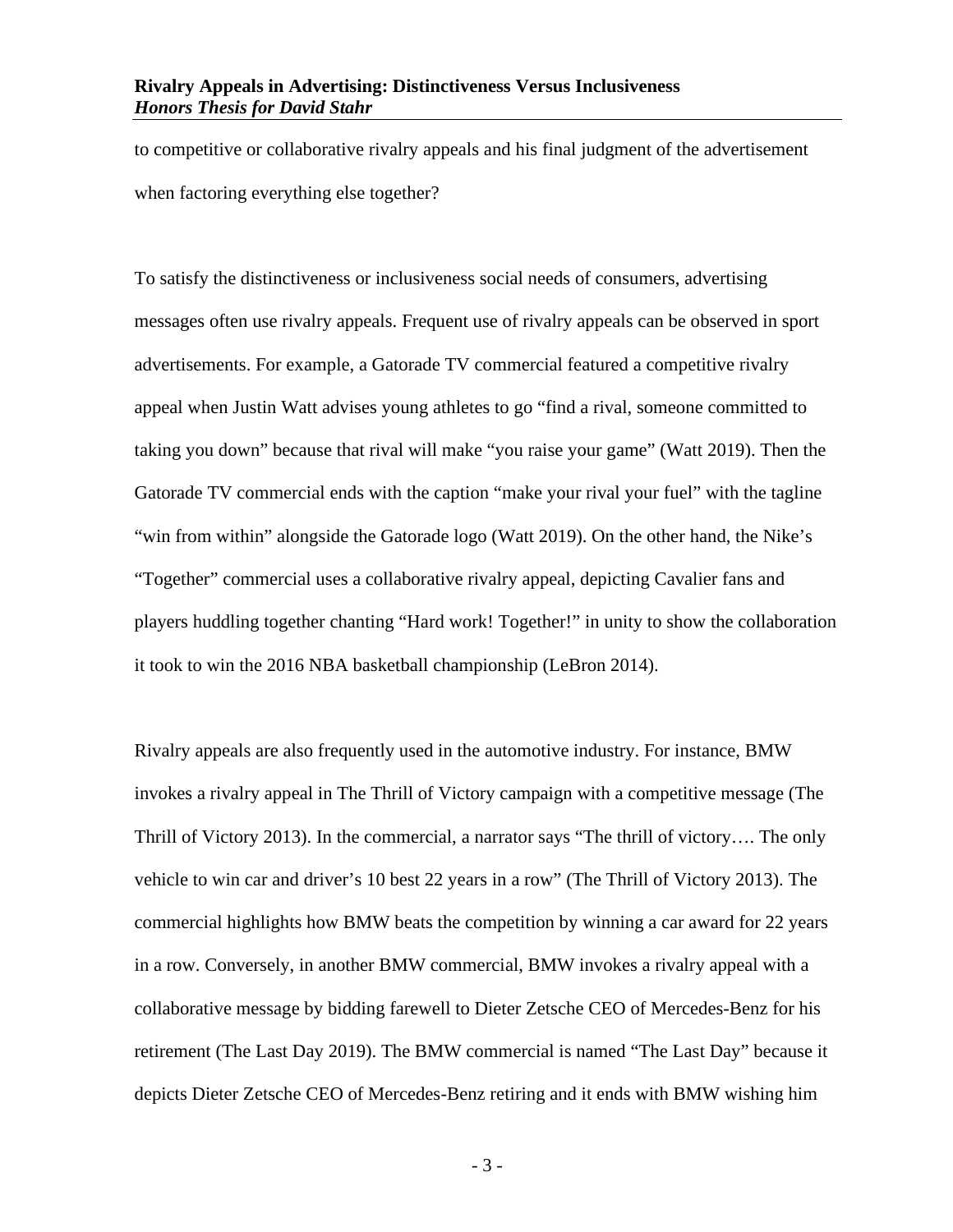to competitive or collaborative rivalry appeals and his final judgment of the advertisement when factoring everything else together?

To satisfy the distinctiveness or inclusiveness social needs of consumers, advertising messages often use rivalry appeals. Frequent use of rivalry appeals can be observed in sport advertisements. For example, a Gatorade TV commercial featured a competitive rivalry appeal when Justin Watt advises young athletes to go “find a rival, someone committed to taking you down” because that rival will make “you raise your game” (Watt 2019). Then the Gatorade TV commercial ends with the caption “make your rival your fuel” with the tagline “win from within” alongside the Gatorade logo (Watt 2019). On the other hand, the Nike’s “Together” commercial uses a collaborative rivalry appeal, depicting Cavalier fans and players huddling together chanting “Hard work! Together!” in unity to show the collaboration it took to win the 2016 NBA basketball championship (LeBron 2014).

Rivalry appeals are also frequently used in the automotive industry. For instance, BMW invokes a rivalry appeal in The Thrill of Victory campaign with a competitive message (The Thrill of Victory 2013). In the commercial, a narrator says “The thrill of victory…. The only vehicle to win car and driver’s 10 best 22 years in a row” (The Thrill of Victory 2013). The commercial highlights how BMW beats the competition by winning a car award for 22 years in a row. Conversely, in another BMW commercial, BMW invokes a rivalry appeal with a collaborative message by bidding farewell to Dieter Zetsche CEO of Mercedes-Benz for his retirement (The Last Day 2019). The BMW commercial is named “The Last Day” because it depicts Dieter Zetsche CEO of Mercedes-Benz retiring and it ends with BMW wishing him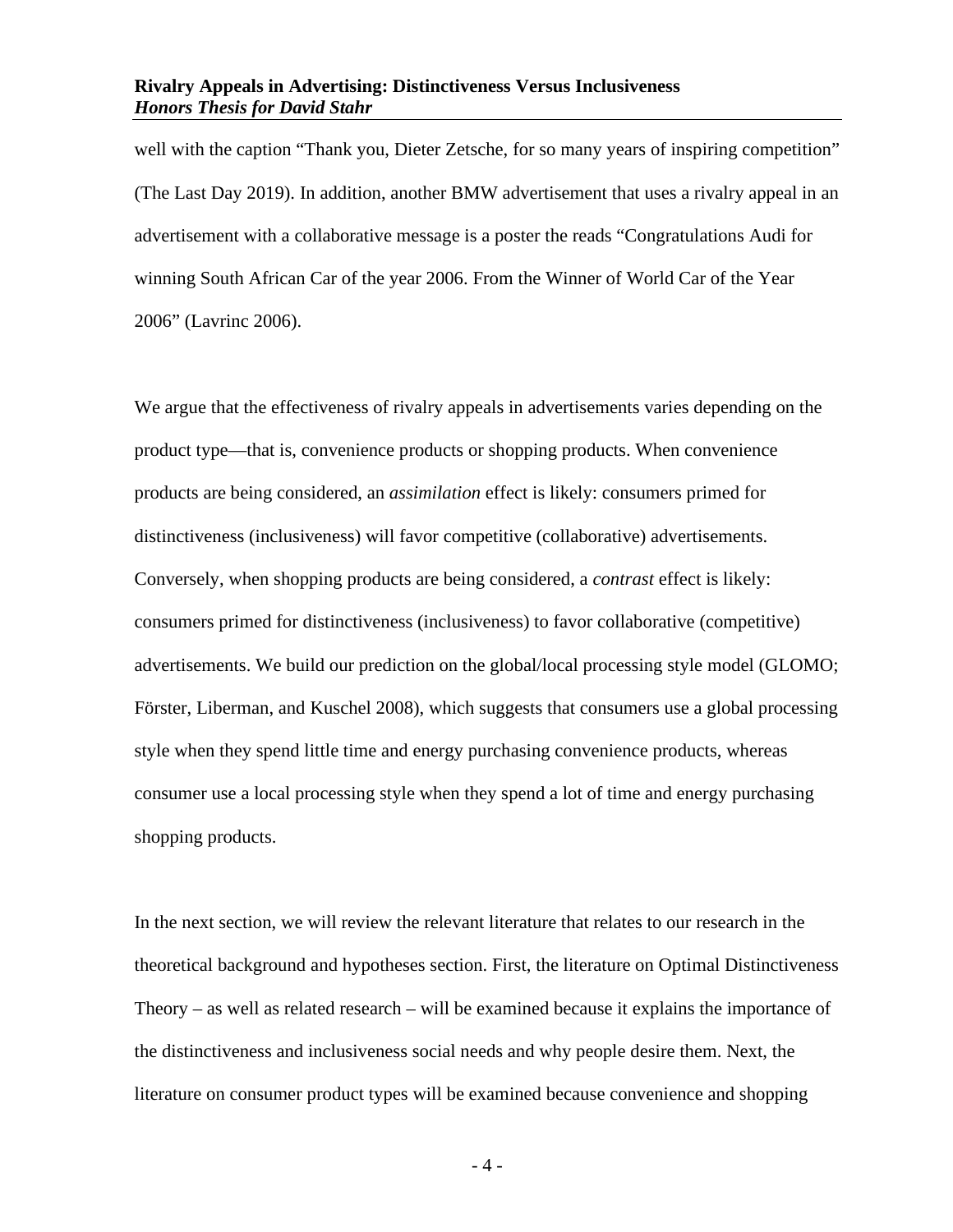well with the caption “Thank you, Dieter Zetsche, for so many years of inspiring competition” (The Last Day 2019). In addition, another BMW advertisement that uses a rivalry appeal in an advertisement with a collaborative message is a poster the reads “Congratulations Audi for winning South African Car of the year 2006. From the Winner of World Car of the Year 2006” (Lavrinc 2006).

We argue that the effectiveness of rivalry appeals in advertisements varies depending on the product type—that is, convenience products or shopping products. When convenience products are being considered, an *assimilation* effect is likely: consumers primed for distinctiveness (inclusiveness) will favor competitive (collaborative) advertisements. Conversely, when shopping products are being considered, a *contrast* effect is likely: consumers primed for distinctiveness (inclusiveness) to favor collaborative (competitive) advertisements. We build our prediction on the global/local processing style model (GLOMO; Förster, Liberman, and Kuschel 2008), which suggests that consumers use a global processing style when they spend little time and energy purchasing convenience products, whereas consumer use a local processing style when they spend a lot of time and energy purchasing shopping products.

In the next section, we will review the relevant literature that relates to our research in the theoretical background and hypotheses section. First, the literature on Optimal Distinctiveness Theory – as well as related research – will be examined because it explains the importance of the distinctiveness and inclusiveness social needs and why people desire them. Next, the literature on consumer product types will be examined because convenience and shopping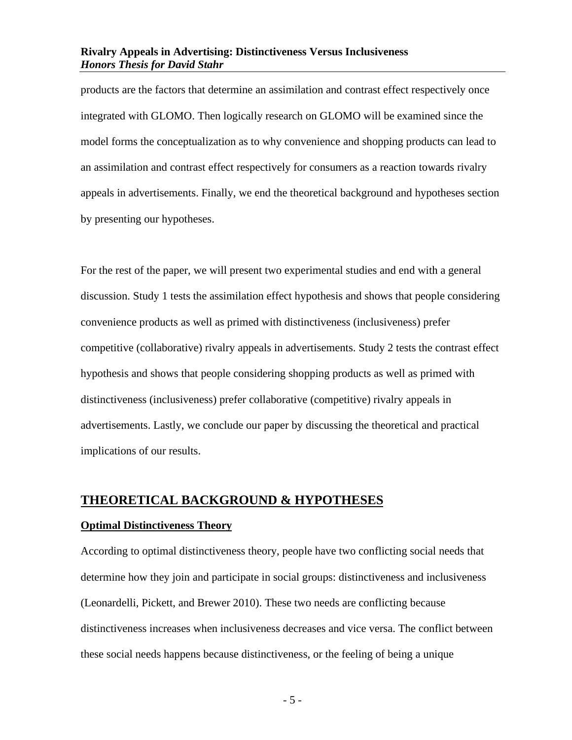products are the factors that determine an assimilation and contrast effect respectively once integrated with GLOMO. Then logically research on GLOMO will be examined since the model forms the conceptualization as to why convenience and shopping products can lead to an assimilation and contrast effect respectively for consumers as a reaction towards rivalry appeals in advertisements. Finally, we end the theoretical background and hypotheses section by presenting our hypotheses.

For the rest of the paper, we will present two experimental studies and end with a general discussion. Study 1 tests the assimilation effect hypothesis and shows that people considering convenience products as well as primed with distinctiveness (inclusiveness) prefer competitive (collaborative) rivalry appeals in advertisements. Study 2 tests the contrast effect hypothesis and shows that people considering shopping products as well as primed with distinctiveness (inclusiveness) prefer collaborative (competitive) rivalry appeals in advertisements. Lastly, we conclude our paper by discussing the theoretical and practical implications of our results.

## THEORETICAL BACKGROUND & HYPOTHESES

### Optimal Distinctiveness Theory

According to optimal distinctiveness theory, people have two conflicting social needs that determine how they join and participate in social groups: distinctiveness and inclusiveness (Leonardelli, Pickett, and Brewer 2010). These two needs are conflicting because distinctiveness increases when inclusiveness decreases and vice versa. The conflict between these social needs happens because distinctiveness, or the feeling of being a unique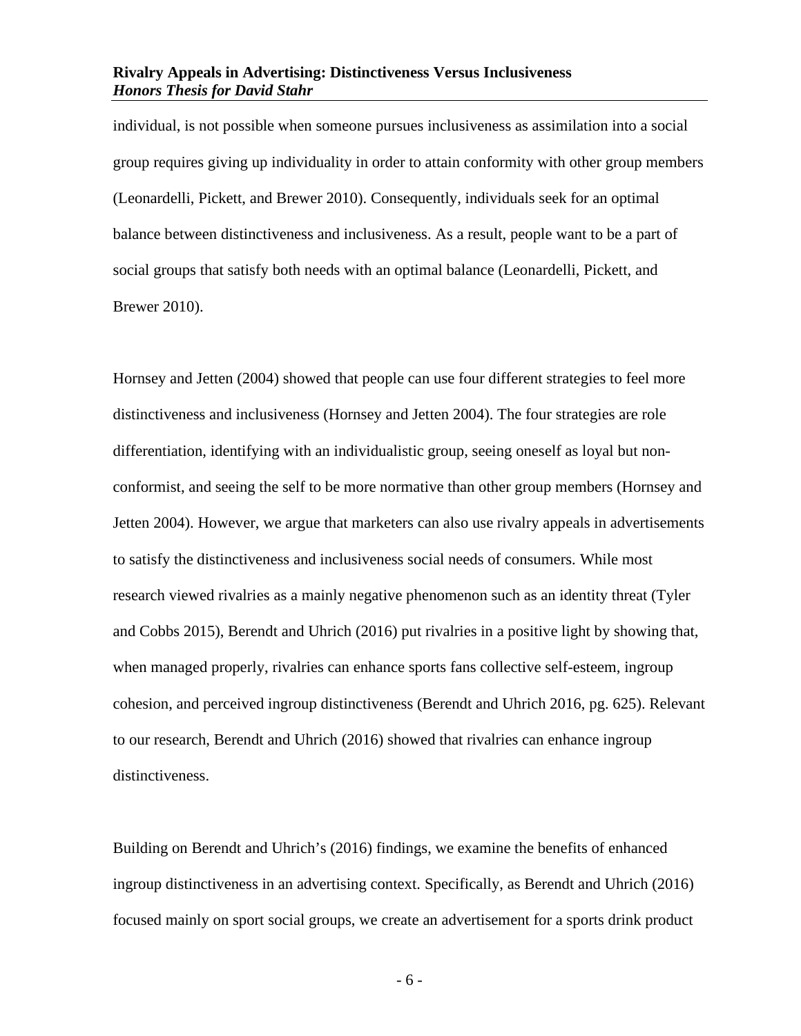individual, is not possible when someone pursues inclusiveness as assimilation into a social group requires giving up individuality in order to attain conformity with other group members (Leonardelli, Pickett, and Brewer 2010). Consequently, individuals seek for an optimal balance between distinctiveness and inclusiveness. As a result, people want to be a part of social groups that satisfy both needs with an optimal balance (Leonardelli, Pickett, and Brewer 2010).

Hornsey and Jetten (2004) showed that people can use four different strategies to feel more distinctiveness and inclusiveness (Hornsey and Jetten 2004). The four strategies are role differentiation, identifying with an individualistic group, seeing oneself as loyal but non-conformist, and seeing the self to be more normative than other group members (Hornsey and Jetten 2004). However, we argue that marketers can also use rivalry appeals in advertisements to satisfy the distinctiveness and inclusiveness social needs of consumers. While most research viewed rivalries as a mainly negative phenomenon such as an identity threat (Tyler and Cobbs 2015), Berendt and Uhrich (2016) put rivalries in a positive light by showing that, when managed properly, rivalries can enhance sports fans collective self-esteem, ingroup cohesion, and perceived ingroup distinctiveness (Berendt and Uhrich 2016, pg. 625). Relevant to our research, Berendt and Uhrich (2016) showed that rivalries can enhance ingroup distinctiveness.

Building on Berendt and Uhrich's (2016) findings, we examine the benefits of enhanced ingroup distinctiveness in an advertising context. Specifically, as Berendt and Uhrich (2016) focused mainly on sport social groups, we create an advertisement for a sports drink product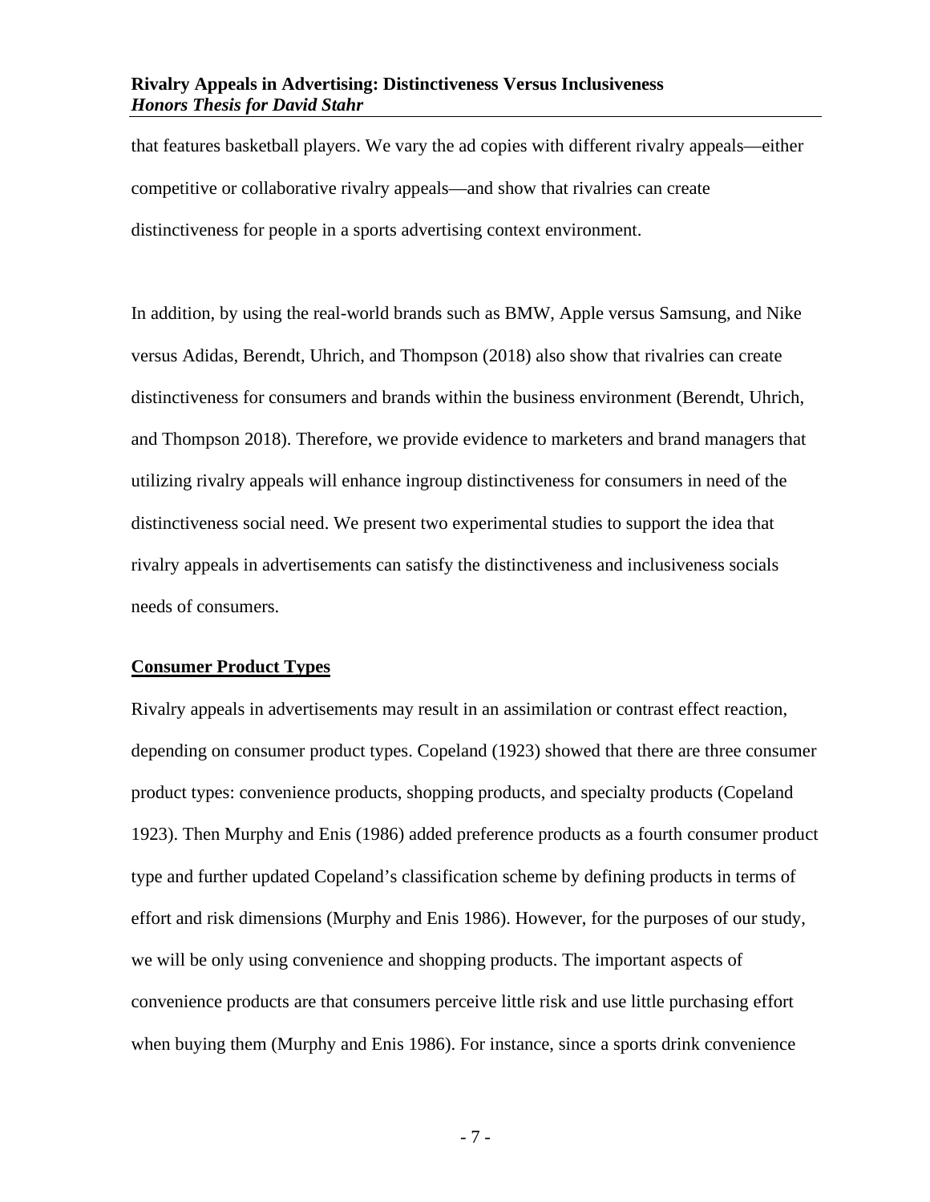that features basketball players. We vary the ad copies with different rivalry appeals—either competitive or collaborative rivalry appeals—and show that rivalries can create distinctiveness for people in a sports advertising context environment.

In addition, by using the real-world brands such as BMW, Apple versus Samsung, and Nike versus Adidas, Berendt, Uhrich, and Thompson (2018) also show that rivalries can create distinctiveness for consumers and brands within the business environment (Berendt, Uhrich, and Thompson 2018). Therefore, we provide evidence to marketers and brand managers that utilizing rivalry appeals will enhance ingroup distinctiveness for consumers in need of the distinctiveness social need. We present two experimental studies to support the idea that rivalry appeals in advertisements can satisfy the distinctiveness and inclusiveness socials needs of consumers.

## Consumer Product Types

Rivalry appeals in advertisements may result in an assimilation or contrast effect reaction, depending on consumer product types. Copeland (1923) showed that there are three consumer product types: convenience products, shopping products, and specialty products (Copeland 1923). Then Murphy and Enis (1986) added preference products as a fourth consumer product type and further updated Copeland's classification scheme by defining products in terms of effort and risk dimensions (Murphy and Enis 1986). However, for the purposes of our study, we will be only using convenience and shopping products. The important aspects of convenience products are that consumers perceive little risk and use little purchasing effort when buying them (Murphy and Enis 1986). For instance, since a sports drink convenience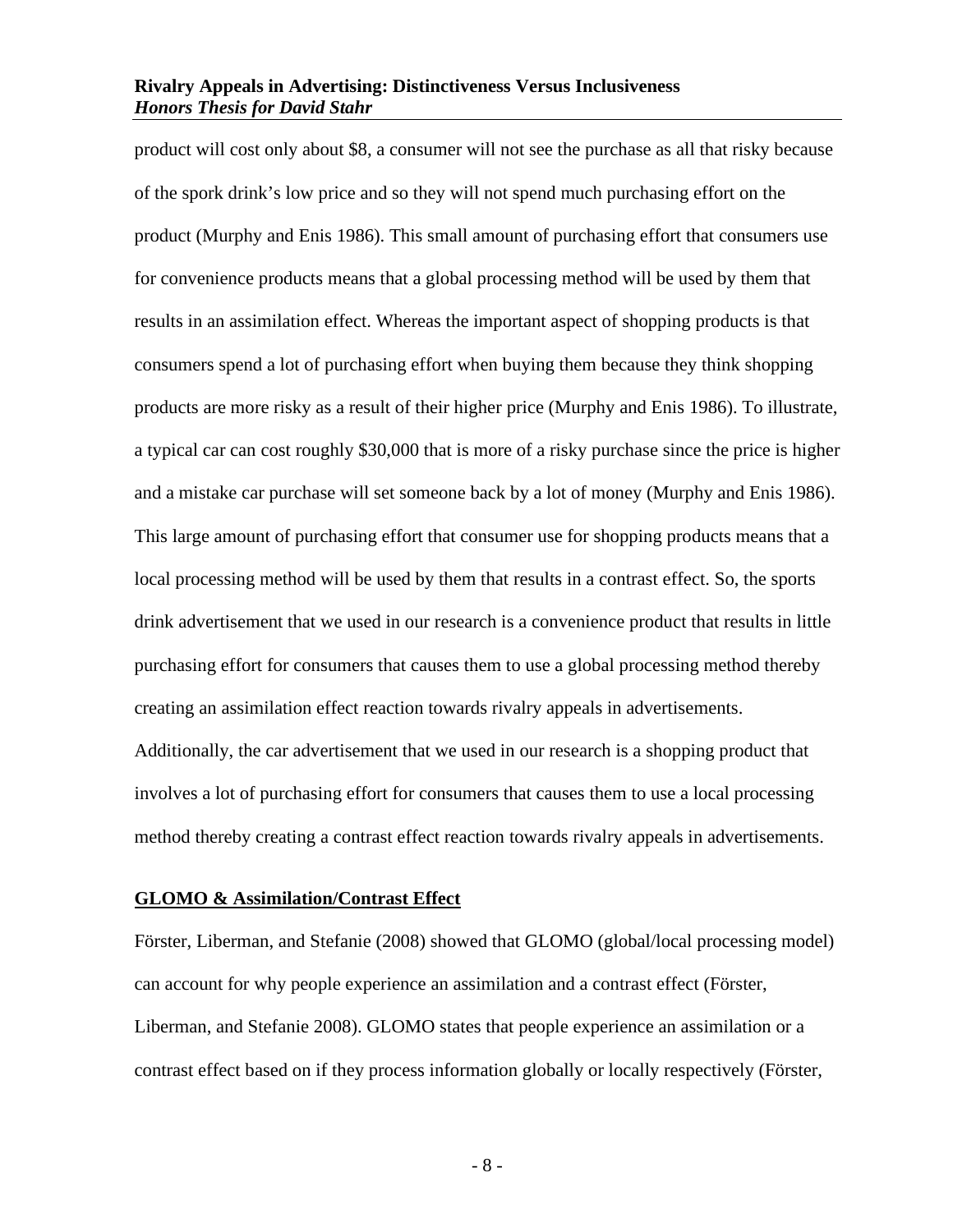product will cost only about $8, a consumer will not see the purchase as all that risky because of the spork drink's low price and so they will not spend much purchasing effort on the product (Murphy and Enis 1986). This small amount of purchasing effort that consumers use for convenience products means that a global processing method will be used by them that results in an assimilation effect. Whereas the important aspect of shopping products is that consumers spend a lot of purchasing effort when buying them because they think shopping products are more risky as a result of their higher price (Murphy and Enis 1986). To illustrate, a typical car can cost roughly $30,000 that is more of a risky purchase since the price is higher and a mistake car purchase will set someone back by a lot of money (Murphy and Enis 1986). This large amount of purchasing effort that consumer use for shopping products means that a local processing method will be used by them that results in a contrast effect. So, the sports drink advertisement that we used in our research is a convenience product that results in little purchasing effort for consumers that causes them to use a global processing method thereby creating an assimilation effect reaction towards rivalry appeals in advertisements. Additionally, the car advertisement that we used in our research is a shopping product that involves a lot of purchasing effort for consumers that causes them to use a local processing method thereby creating a contrast effect reaction towards rivalry appeals in advertisements.

## GLOMO & Assimilation/Contrast Effect

Förster, Liberman, and Stefanie (2008) showed that GLOMO (global/local processing model) can account for why people experience an assimilation and a contrast effect (Förster, Liberman, and Stefanie 2008). GLOMO states that people experience an assimilation or a contrast effect based on if they process information globally or locally respectively (Förster,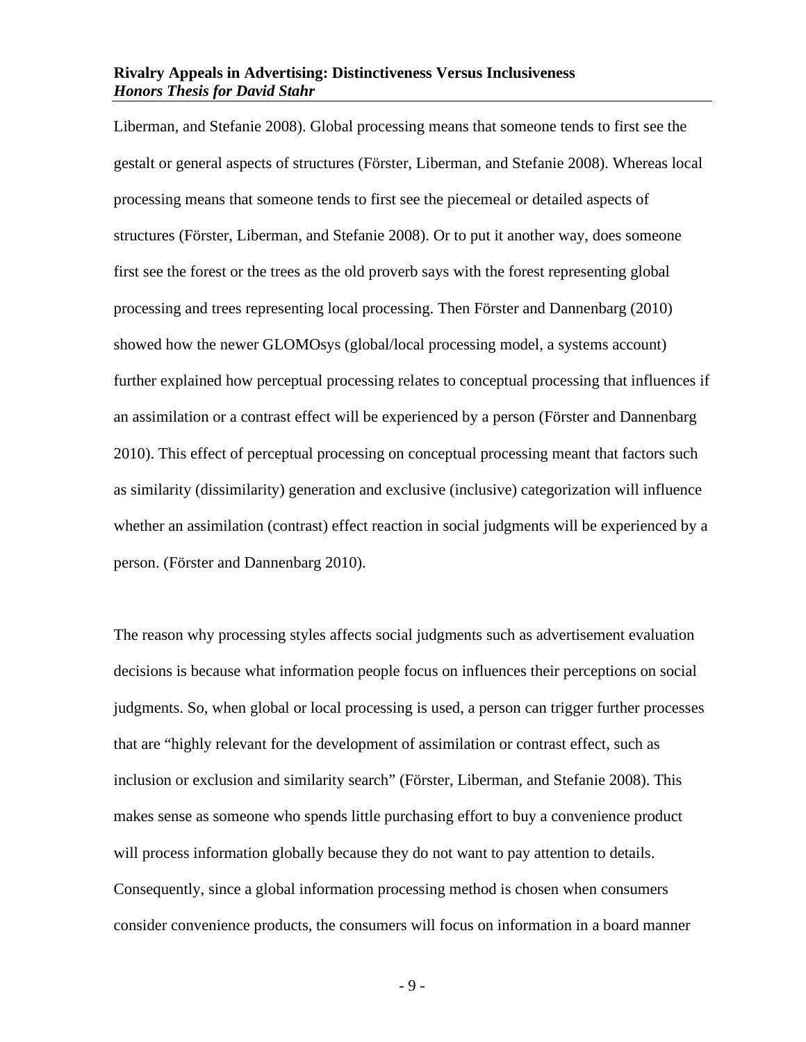Liberman, and Stefanie 2008). Global processing means that someone tends to first see the gestalt or general aspects of structures (Förster, Liberman, and Stefanie 2008). Whereas local processing means that someone tends to first see the piecemeal or detailed aspects of structures (Förster, Liberman, and Stefanie 2008). Or to put it another way, does someone first see the forest or the trees as the old proverb says with the forest representing global processing and trees representing local processing. Then Förster and Dannenbarg (2010) showed how the newer GLOMOsys (global/local processing model, a systems account) further explained how perceptual processing relates to conceptual processing that influences if an assimilation or a contrast effect will be experienced by a person (Förster and Dannenbarg 2010). This effect of perceptual processing on conceptual processing meant that factors such as similarity (dissimilarity) generation and exclusive (inclusive) categorization will influence whether an assimilation (contrast) effect reaction in social judgments will be experienced by a person. (Förster and Dannenbarg 2010).

The reason why processing styles affects social judgments such as advertisement evaluation decisions is because what information people focus on influences their perceptions on social judgments. So, when global or local processing is used, a person can trigger further processes that are "highly relevant for the development of assimilation or contrast effect, such as inclusion or exclusion and similarity search" (Förster, Liberman, and Stefanie 2008). This makes sense as someone who spends little purchasing effort to buy a convenience product will process information globally because they do not want to pay attention to details. Consequently, since a global information processing method is chosen when consumers consider convenience products, the consumers will focus on information in a board manner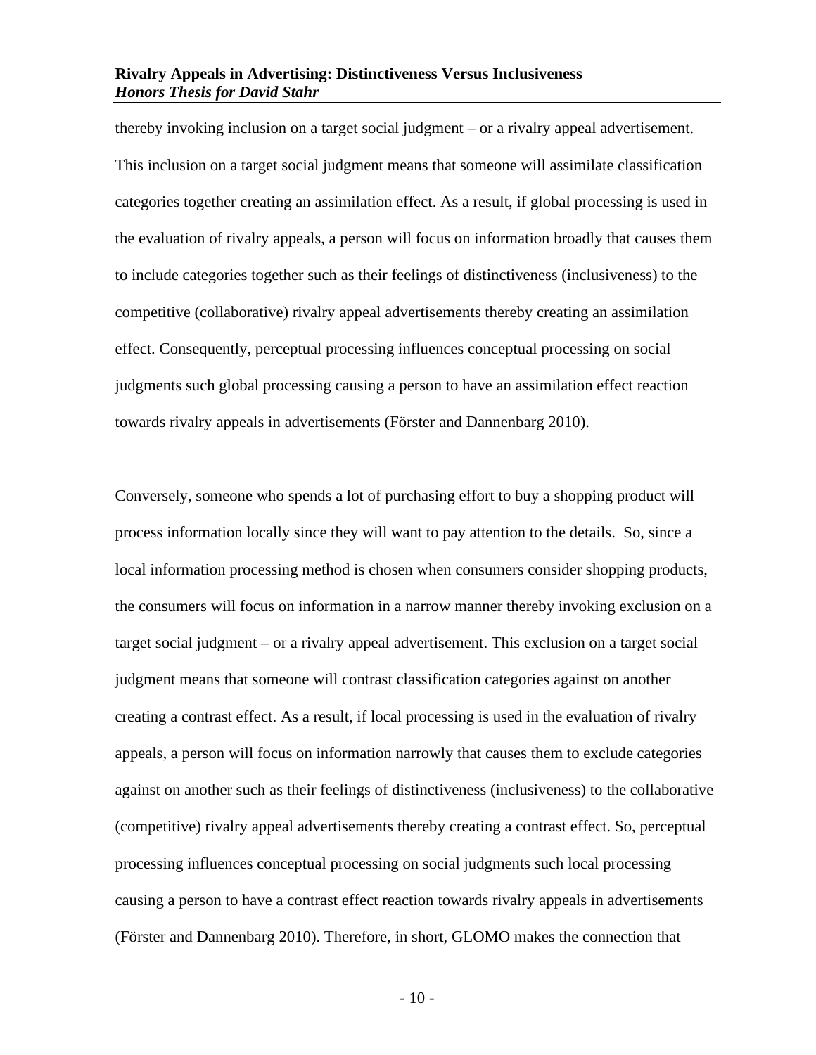thereby invoking inclusion on a target social judgment – or a rivalry appeal advertisement. This inclusion on a target social judgment means that someone will assimilate classification categories together creating an assimilation effect. As a result, if global processing is used in the evaluation of rivalry appeals, a person will focus on information broadly that causes them to include categories together such as their feelings of distinctiveness (inclusiveness) to the competitive (collaborative) rivalry appeal advertisements thereby creating an assimilation effect. Consequently, perceptual processing influences conceptual processing on social judgments such global processing causing a person to have an assimilation effect reaction towards rivalry appeals in advertisements (Förster and Dannenbarg 2010).

Conversely, someone who spends a lot of purchasing effort to buy a shopping product will process information locally since they will want to pay attention to the details. So, since a local information processing method is chosen when consumers consider shopping products, the consumers will focus on information in a narrow manner thereby invoking exclusion on a target social judgment – or a rivalry appeal advertisement. This exclusion on a target social judgment means that someone will contrast classification categories against on another creating a contrast effect. As a result, if local processing is used in the evaluation of rivalry appeals, a person will focus on information narrowly that causes them to exclude categories against on another such as their feelings of distinctiveness (inclusiveness) to the collaborative (competitive) rivalry appeal advertisements thereby creating a contrast effect. So, perceptual processing influences conceptual processing on social judgments such local processing causing a person to have a contrast effect reaction towards rivalry appeals in advertisements (Förster and Dannenbarg 2010). Therefore, in short, GLOMO makes the connection that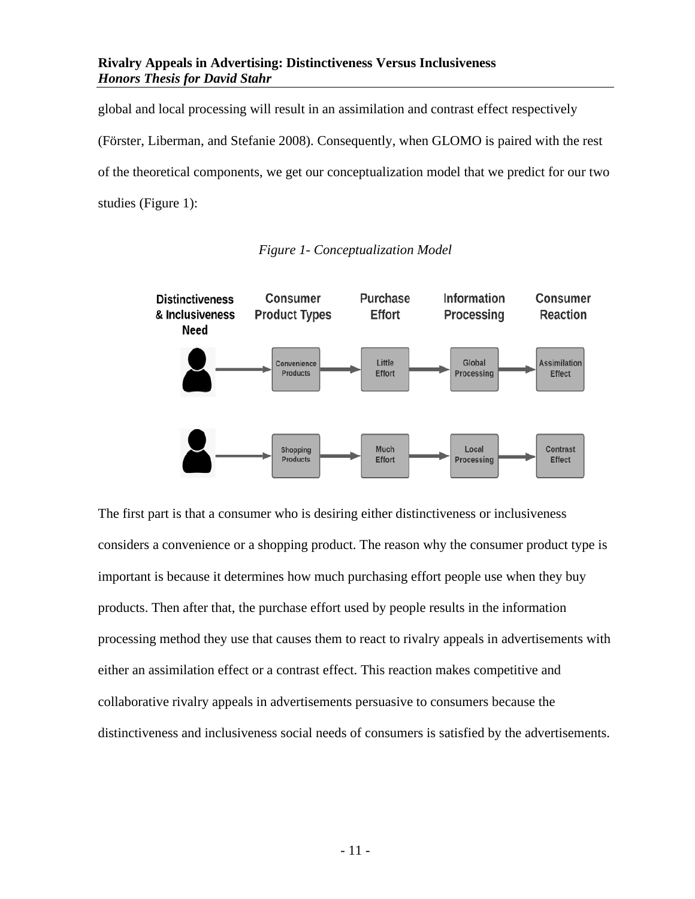global and local processing will result in an assimilation and contrast effect respectively (Förster, Liberman, and Stefanie 2008). Consequently, when GLOMO is paired with the rest of the theoretical components, we get our conceptualization model that we predict for our two studies (Figure 1):

*Figure 1- Conceptualization Model*

| Distinctiveness & Inclusiveness Need | Consumer Product Types | Purchase Effort | Information Processing | Consumer Reaction |
|---|---|---|---|---|
| → | Convenience Products → | Little Effort → | Global Processing → | Assimilation Effect |
| → | Shopping Products → | Much Effort → | Local Processing → | Contrast Effect |

The first part is that a consumer who is desiring either distinctiveness or inclusiveness considers a convenience or a shopping product. The reason why the consumer product type is important is because it determines how much purchasing effort people use when they buy products. Then after that, the purchase effort used by people results in the information processing method they use that causes them to react to rivalry appeals in advertisements with either an assimilation effect or a contrast effect. This reaction makes competitive and collaborative rivalry appeals in advertisements persuasive to consumers because the distinctiveness and inclusiveness social needs of consumers is satisfied by the advertisements.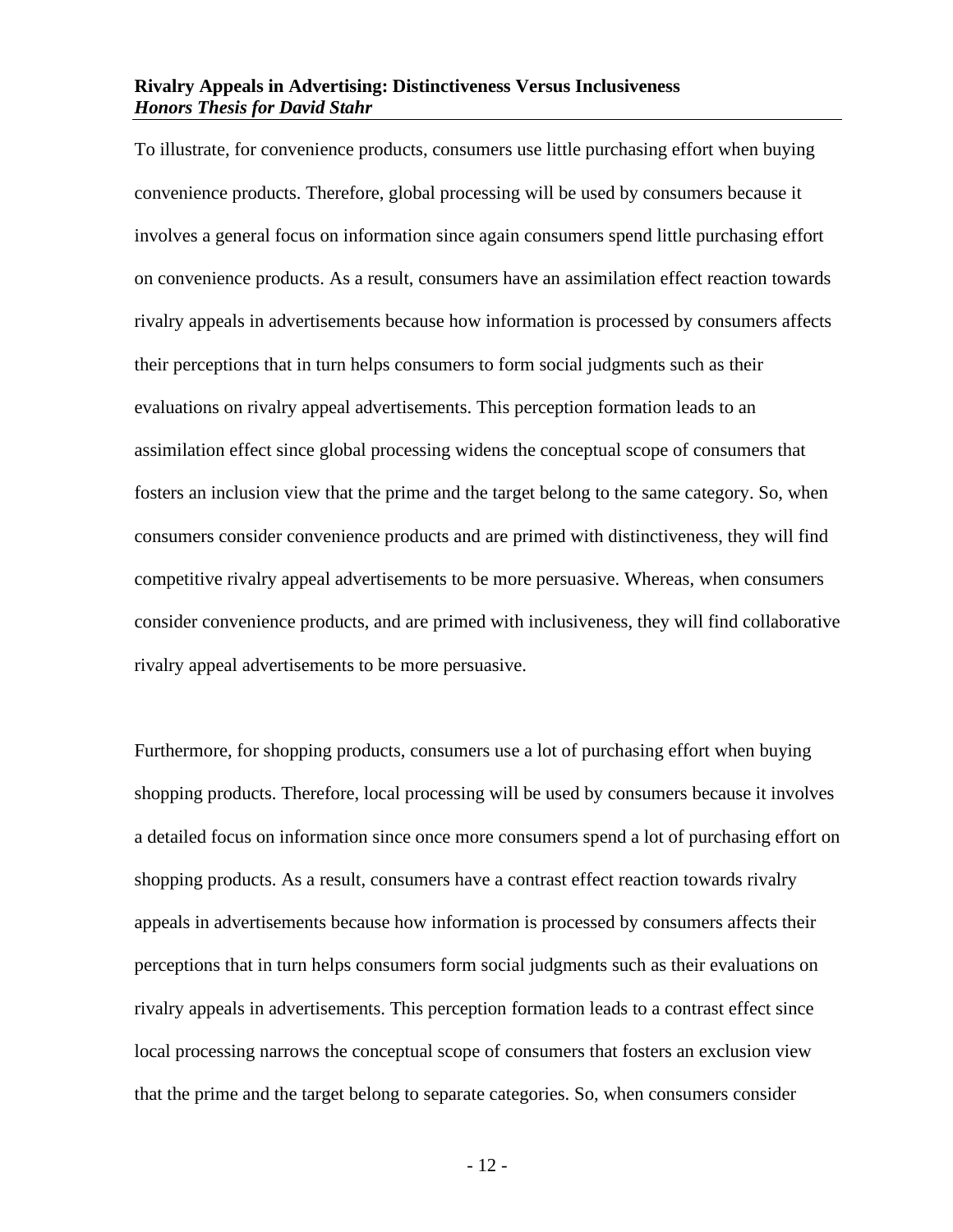To illustrate, for convenience products, consumers use little purchasing effort when buying convenience products. Therefore, global processing will be used by consumers because it involves a general focus on information since again consumers spend little purchasing effort on convenience products. As a result, consumers have an assimilation effect reaction towards rivalry appeals in advertisements because how information is processed by consumers affects their perceptions that in turn helps consumers to form social judgments such as their evaluations on rivalry appeal advertisements. This perception formation leads to an assimilation effect since global processing widens the conceptual scope of consumers that fosters an inclusion view that the prime and the target belong to the same category. So, when consumers consider convenience products and are primed with distinctiveness, they will find competitive rivalry appeal advertisements to be more persuasive. Whereas, when consumers consider convenience products, and are primed with inclusiveness, they will find collaborative rivalry appeal advertisements to be more persuasive.

Furthermore, for shopping products, consumers use a lot of purchasing effort when buying shopping products. Therefore, local processing will be used by consumers because it involves a detailed focus on information since once more consumers spend a lot of purchasing effort on shopping products. As a result, consumers have a contrast effect reaction towards rivalry appeals in advertisements because how information is processed by consumers affects their perceptions that in turn helps consumers form social judgments such as their evaluations on rivalry appeals in advertisements. This perception formation leads to a contrast effect since local processing narrows the conceptual scope of consumers that fosters an exclusion view that the prime and the target belong to separate categories. So, when consumers consider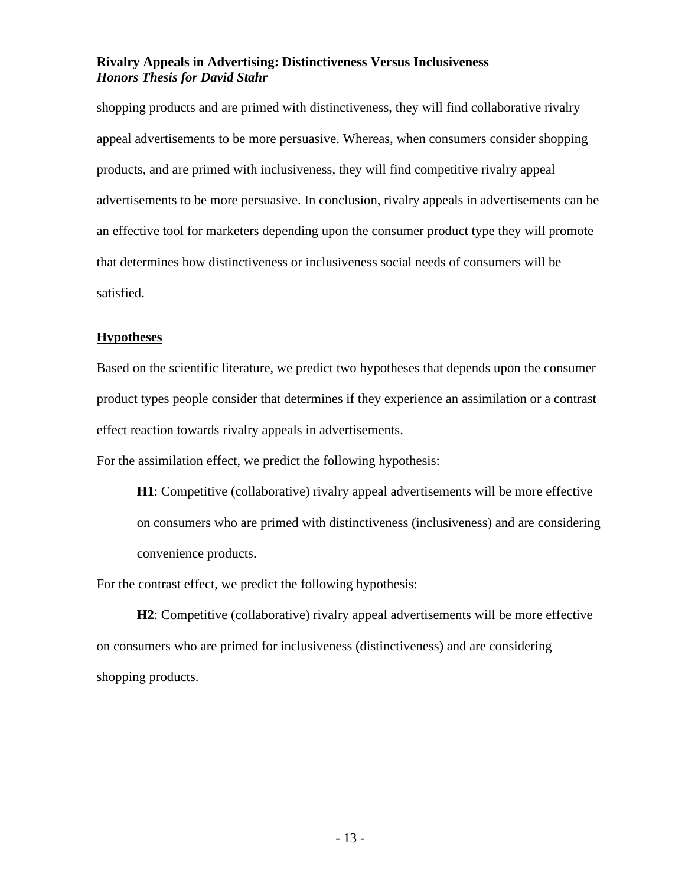shopping products and are primed with distinctiveness, they will find collaborative rivalry appeal advertisements to be more persuasive. Whereas, when consumers consider shopping products, and are primed with inclusiveness, they will find competitive rivalry appeal advertisements to be more persuasive. In conclusion, rivalry appeals in advertisements can be an effective tool for marketers depending upon the consumer product type they will promote that determines how distinctiveness or inclusiveness social needs of consumers will be satisfied.

## Hypotheses

Based on the scientific literature, we predict two hypotheses that depends upon the consumer product types people consider that determines if they experience an assimilation or a contrast effect reaction towards rivalry appeals in advertisements.

For the assimilation effect, we predict the following hypothesis:

> **H1**: Competitive (collaborative) rivalry appeal advertisements will be more effective on consumers who are primed with distinctiveness (inclusiveness) and are considering convenience products.

For the contrast effect, we predict the following hypothesis:

**H2**: Competitive (collaborative) rivalry appeal advertisements will be more effective on consumers who are primed for inclusiveness (distinctiveness) and are considering shopping products.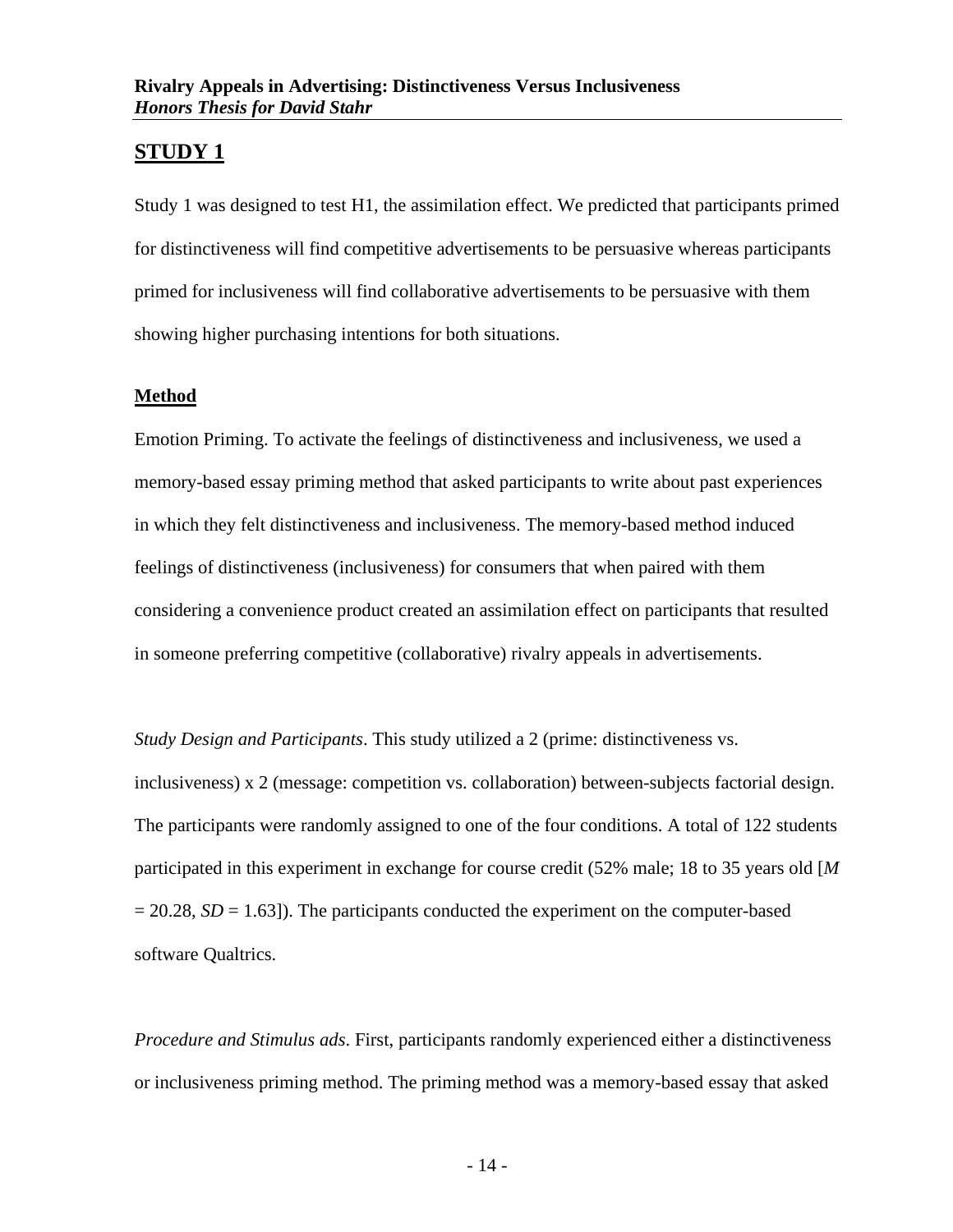## STUDY 1

Study 1 was designed to test H1, the assimilation effect. We predicted that participants primed for distinctiveness will find competitive advertisements to be persuasive whereas participants primed for inclusiveness will find collaborative advertisements to be persuasive with them showing higher purchasing intentions for both situations.

### Method

Emotion Priming. To activate the feelings of distinctiveness and inclusiveness, we used a memory-based essay priming method that asked participants to write about past experiences in which they felt distinctiveness and inclusiveness. The memory-based method induced feelings of distinctiveness (inclusiveness) for consumers that when paired with them considering a convenience product created an assimilation effect on participants that resulted in someone preferring competitive (collaborative) rivalry appeals in advertisements.

*Study Design and Participants*. This study utilized a 2 (prime: distinctiveness vs. inclusiveness) x 2 (message: competition vs. collaboration) between-subjects factorial design. The participants were randomly assigned to one of the four conditions. A total of 122 students participated in this experiment in exchange for course credit (52% male; 18 to 35 years old [$M = 20.28$, $SD = 1.63$]). The participants conducted the experiment on the computer-based software Qualtrics.

*Procedure and Stimulus ads*. First, participants randomly experienced either a distinctiveness or inclusiveness priming method. The priming method was a memory-based essay that asked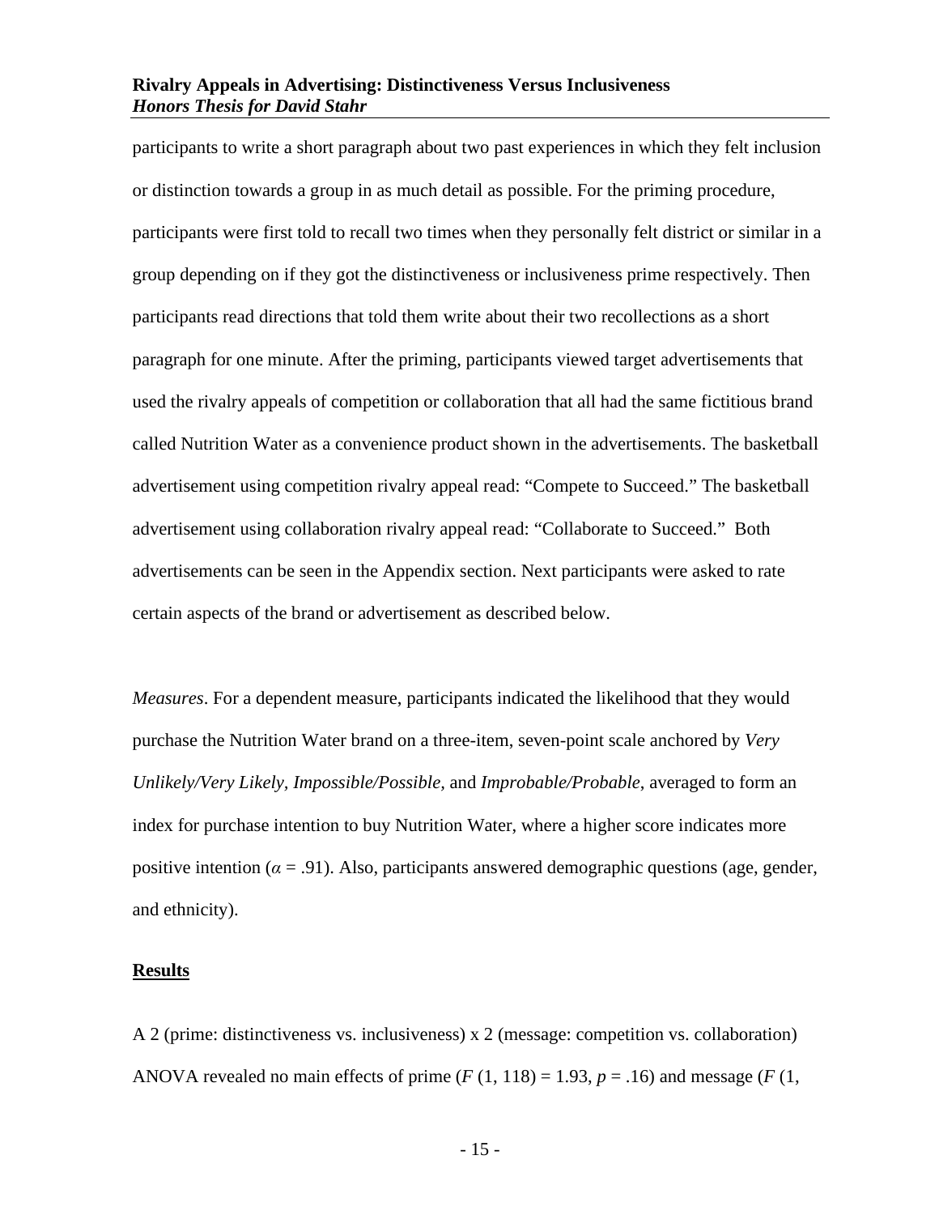participants to write a short paragraph about two past experiences in which they felt inclusion or distinction towards a group in as much detail as possible. For the priming procedure, participants were first told to recall two times when they personally felt district or similar in a group depending on if they got the distinctiveness or inclusiveness prime respectively. Then participants read directions that told them write about their two recollections as a short paragraph for one minute. After the priming, participants viewed target advertisements that used the rivalry appeals of competition or collaboration that all had the same fictitious brand called Nutrition Water as a convenience product shown in the advertisements. The basketball advertisement using competition rivalry appeal read: "Compete to Succeed." The basketball advertisement using collaboration rivalry appeal read: "Collaborate to Succeed." Both advertisements can be seen in the Appendix section. Next participants were asked to rate certain aspects of the brand or advertisement as described below.

*Measures*. For a dependent measure, participants indicated the likelihood that they would purchase the Nutrition Water brand on a three-item, seven-point scale anchored by *Very Unlikely/Very Likely, Impossible/Possible,* and *Improbable/Probable*, averaged to form an index for purchase intention to buy Nutrition Water, where a higher score indicates more positive intention ($\alpha = .91$). Also, participants answered demographic questions (age, gender, and ethnicity).

## Results

A 2 (prime: distinctiveness vs. inclusiveness) x 2 (message: competition vs. collaboration) ANOVA revealed no main effects of prime ($F\,(1, 118) = 1.93$, $p = .16$) and message ($F$ (1,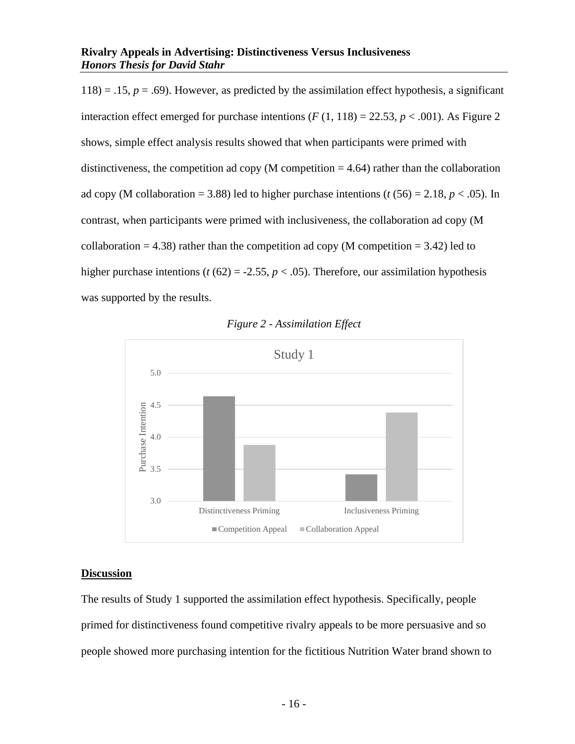118) = .15, $p$ = .69). However, as predicted by the assimilation effect hypothesis, a significant interaction effect emerged for purchase intentions ($F$ (1, 118) = 22.53, $p$ < .001). As Figure 2 shows, simple effect analysis results showed that when participants were primed with distinctiveness, the competition ad copy (M competition = 4.64) rather than the collaboration ad copy (M collaboration = 3.88) led to higher purchase intentions ($t$ (56) = 2.18, $p$ < .05). In contrast, when participants were primed with inclusiveness, the collaboration ad copy (M collaboration = 4.38) rather than the competition ad copy (M competition = 3.42) led to higher purchase intentions ($t$ (62) = -2.55, $p$ < .05). Therefore, our assimilation hypothesis was supported by the results.

*Figure 2 - Assimilation Effect*

Study 1

| Purchase Intention | Competition Appeal | Collaboration Appeal |
|---|---|---|
| Distinctiveness Priming | 4.64 | 3.88 |
| Inclusiveness Priming | 3.42 | 4.38 |

## Discussion

The results of Study 1 supported the assimilation effect hypothesis. Specifically, people primed for distinctiveness found competitive rivalry appeals to be more persuasive and so people showed more purchasing intention for the fictitious Nutrition Water brand shown to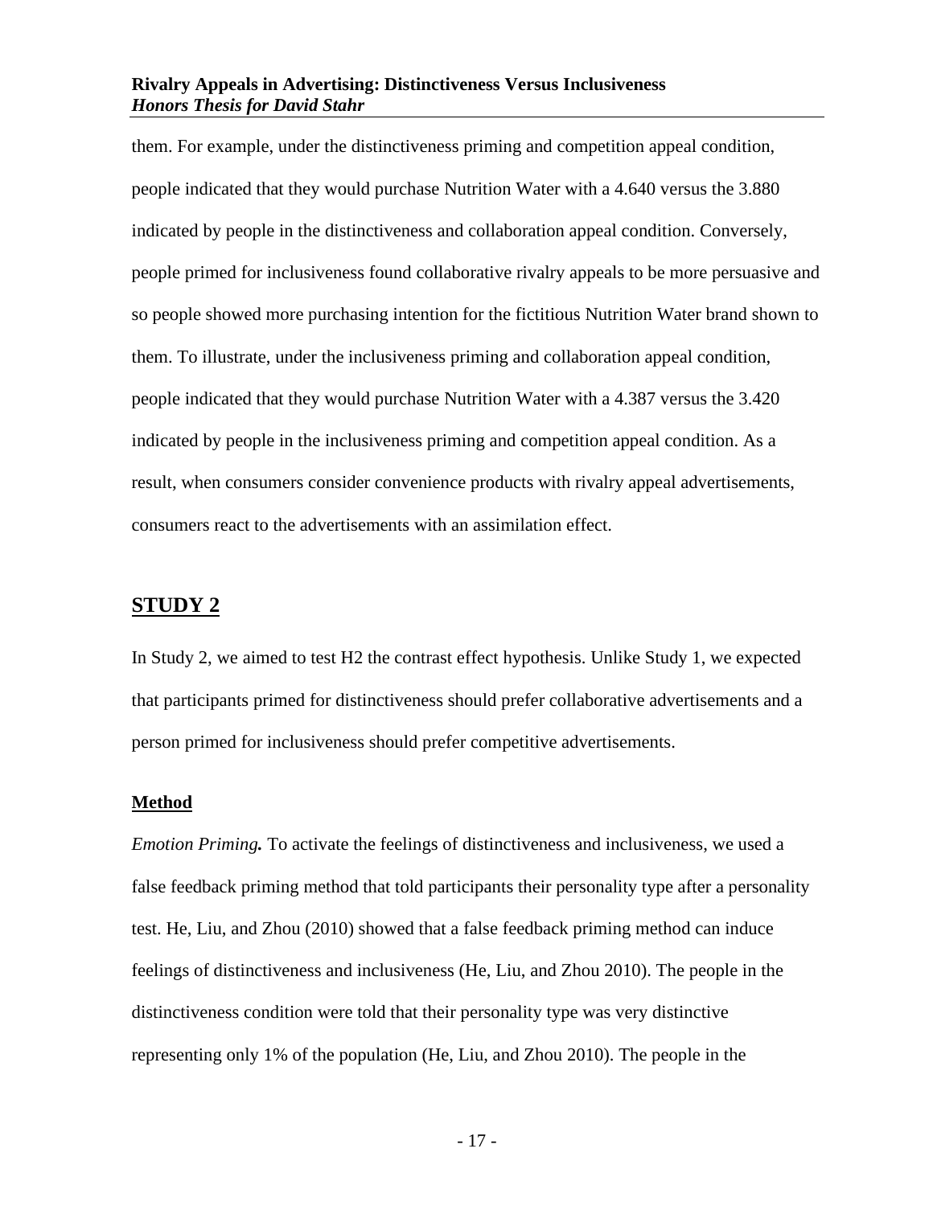them. For example, under the distinctiveness priming and competition appeal condition, people indicated that they would purchase Nutrition Water with a 4.640 versus the 3.880 indicated by people in the distinctiveness and collaboration appeal condition. Conversely, people primed for inclusiveness found collaborative rivalry appeals to be more persuasive and so people showed more purchasing intention for the fictitious Nutrition Water brand shown to them. To illustrate, under the inclusiveness priming and collaboration appeal condition, people indicated that they would purchase Nutrition Water with a 4.387 versus the 3.420 indicated by people in the inclusiveness priming and competition appeal condition. As a result, when consumers consider convenience products with rivalry appeal advertisements, consumers react to the advertisements with an assimilation effect.

## STUDY 2

In Study 2, we aimed to test H2 the contrast effect hypothesis. Unlike Study 1, we expected that participants primed for distinctiveness should prefer collaborative advertisements and a person primed for inclusiveness should prefer competitive advertisements.

### Method

***Emotion Priming.*** To activate the feelings of distinctiveness and inclusiveness, we used a false feedback priming method that told participants their personality type after a personality test. He, Liu, and Zhou (2010) showed that a false feedback priming method can induce feelings of distinctiveness and inclusiveness (He, Liu, and Zhou 2010). The people in the distinctiveness condition were told that their personality type was very distinctive representing only 1% of the population (He, Liu, and Zhou 2010). The people in the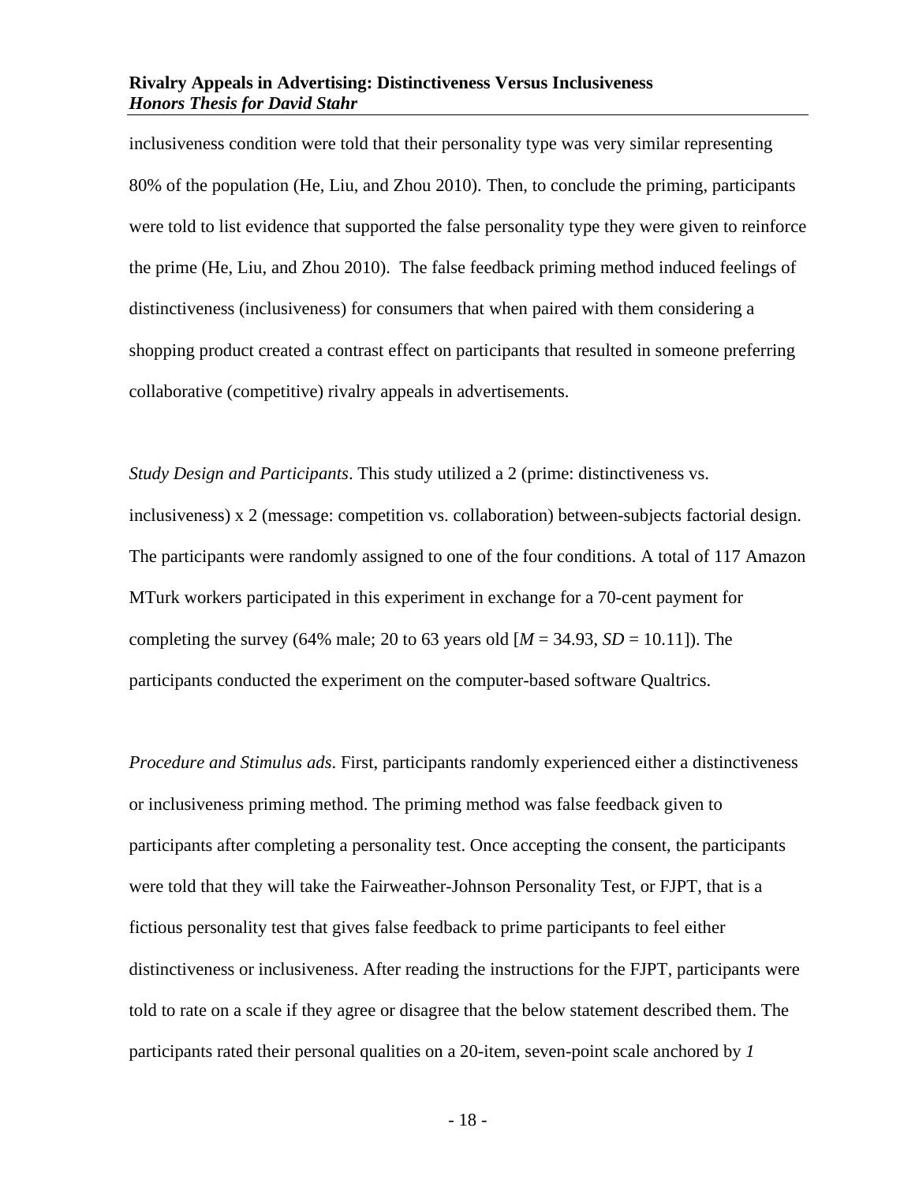inclusiveness condition were told that their personality type was very similar representing 80% of the population (He, Liu, and Zhou 2010). Then, to conclude the priming, participants were told to list evidence that supported the false personality type they were given to reinforce the prime (He, Liu, and Zhou 2010).  The false feedback priming method induced feelings of distinctiveness (inclusiveness) for consumers that when paired with them considering a shopping product created a contrast effect on participants that resulted in someone preferring collaborative (competitive) rivalry appeals in advertisements.

*Study Design and Participants*. This study utilized a 2 (prime: distinctiveness vs. inclusiveness) x 2 (message: competition vs. collaboration) between-subjects factorial design. The participants were randomly assigned to one of the four conditions. A total of 117 Amazon MTurk workers participated in this experiment in exchange for a 70-cent payment for completing the survey (64% male; 20 to 63 years old [$M = 34.93$, $SD = 10.11$]). The participants conducted the experiment on the computer-based software Qualtrics.

*Procedure and Stimulus ads*. First, participants randomly experienced either a distinctiveness or inclusiveness priming method. The priming method was false feedback given to participants after completing a personality test. Once accepting the consent, the participants were told that they will take the Fairweather-Johnson Personality Test, or FJPT, that is a fictious personality test that gives false feedback to prime participants to feel either distinctiveness or inclusiveness. After reading the instructions for the FJPT, participants were told to rate on a scale if they agree or disagree that the below statement described them. The participants rated their personal qualities on a 20-item, seven-point scale anchored by *1*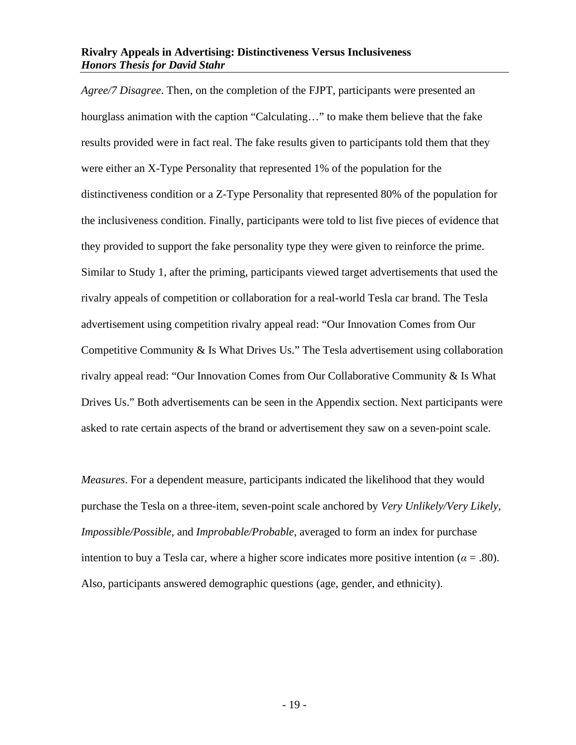*Agree/7 Disagree*. Then, on the completion of the FJPT, participants were presented an hourglass animation with the caption "Calculating…" to make them believe that the fake results provided were in fact real. The fake results given to participants told them that they were either an X-Type Personality that represented 1% of the population for the distinctiveness condition or a Z-Type Personality that represented 80% of the population for the inclusiveness condition. Finally, participants were told to list five pieces of evidence that they provided to support the fake personality type they were given to reinforce the prime. Similar to Study 1, after the priming, participants viewed target advertisements that used the rivalry appeals of competition or collaboration for a real-world Tesla car brand. The Tesla advertisement using competition rivalry appeal read: "Our Innovation Comes from Our Competitive Community & Is What Drives Us." The Tesla advertisement using collaboration rivalry appeal read: "Our Innovation Comes from Our Collaborative Community & Is What Drives Us." Both advertisements can be seen in the Appendix section. Next participants were asked to rate certain aspects of the brand or advertisement they saw on a seven-point scale.

*Measures*. For a dependent measure, participants indicated the likelihood that they would purchase the Tesla on a three-item, seven-point scale anchored by *Very Unlikely/Very Likely*, *Impossible/Possible*, and *Improbable/Probable*, averaged to form an index for purchase intention to buy a Tesla car, where a higher score indicates more positive intention ($\alpha = .80$). Also, participants answered demographic questions (age, gender, and ethnicity).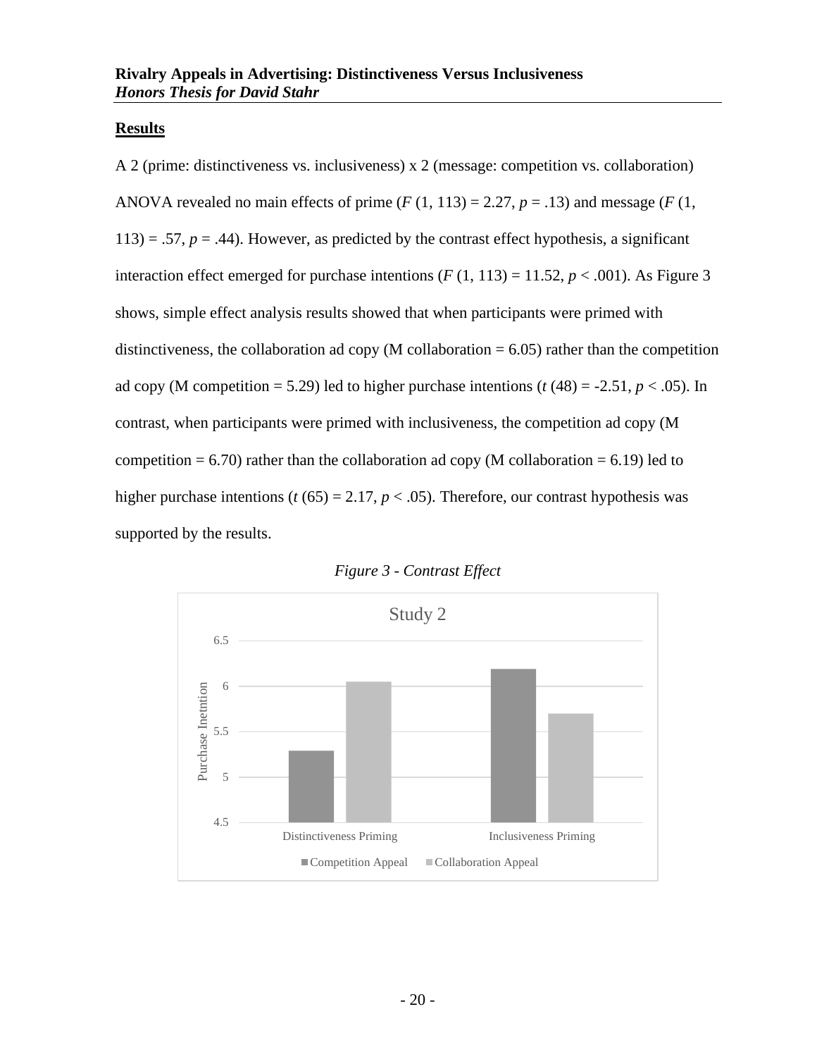## Results

A 2 (prime: distinctiveness vs. inclusiveness) x 2 (message: competition vs. collaboration) ANOVA revealed no main effects of prime ($F$ (1, 113) = 2.27, $p$ = .13) and message ($F$ (1, 113) = .57, $p$ = .44). However, as predicted by the contrast effect hypothesis, a significant interaction effect emerged for purchase intentions ($F$ (1, 113) = 11.52, $p$ < .001). As Figure 3 shows, simple effect analysis results showed that when participants were primed with distinctiveness, the collaboration ad copy (M collaboration = 6.05) rather than the competition ad copy (M competition = 5.29) led to higher purchase intentions ($t$ (48) = -2.51, $p$ < .05). In contrast, when participants were primed with inclusiveness, the competition ad copy (M competition = 6.70) rather than the collaboration ad copy (M collaboration = 6.19) led to higher purchase intentions ($t$ (65) = 2.17, $p$ < .05). Therefore, our contrast hypothesis was supported by the results.

*Figure 3 - Contrast Effect*

Study 2

| | Competition Appeal | Collaboration Appeal |
|---|---|---|
| Distinctiveness Priming | 5.29 | 6.05 |
| Inclusiveness Priming | 6.19 | 5.70 |

Y-axis: Purchase Inetntion (4.5–6.5)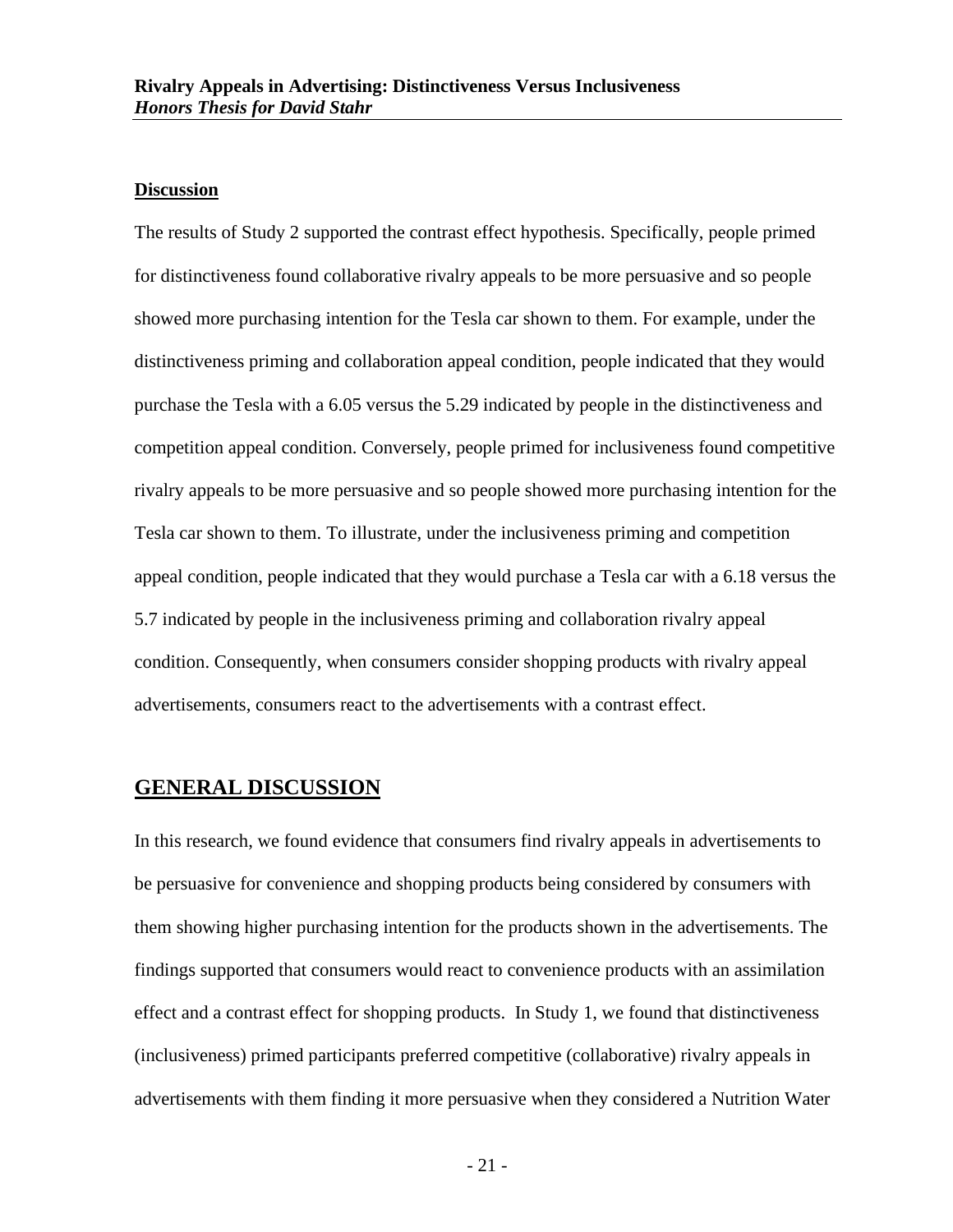**Discussion**

The results of Study 2 supported the contrast effect hypothesis. Specifically, people primed for distinctiveness found collaborative rivalry appeals to be more persuasive and so people showed more purchasing intention for the Tesla car shown to them. For example, under the distinctiveness priming and collaboration appeal condition, people indicated that they would purchase the Tesla with a 6.05 versus the 5.29 indicated by people in the distinctiveness and competition appeal condition. Conversely, people primed for inclusiveness found competitive rivalry appeals to be more persuasive and so people showed more purchasing intention for the Tesla car shown to them. To illustrate, under the inclusiveness priming and competition appeal condition, people indicated that they would purchase a Tesla car with a 6.18 versus the 5.7 indicated by people in the inclusiveness priming and collaboration rivalry appeal condition. Consequently, when consumers consider shopping products with rivalry appeal advertisements, consumers react to the advertisements with a contrast effect.

## GENERAL DISCUSSION

In this research, we found evidence that consumers find rivalry appeals in advertisements to be persuasive for convenience and shopping products being considered by consumers with them showing higher purchasing intention for the products shown in the advertisements. The findings supported that consumers would react to convenience products with an assimilation effect and a contrast effect for shopping products. In Study 1, we found that distinctiveness (inclusiveness) primed participants preferred competitive (collaborative) rivalry appeals in advertisements with them finding it more persuasive when they considered a Nutrition Water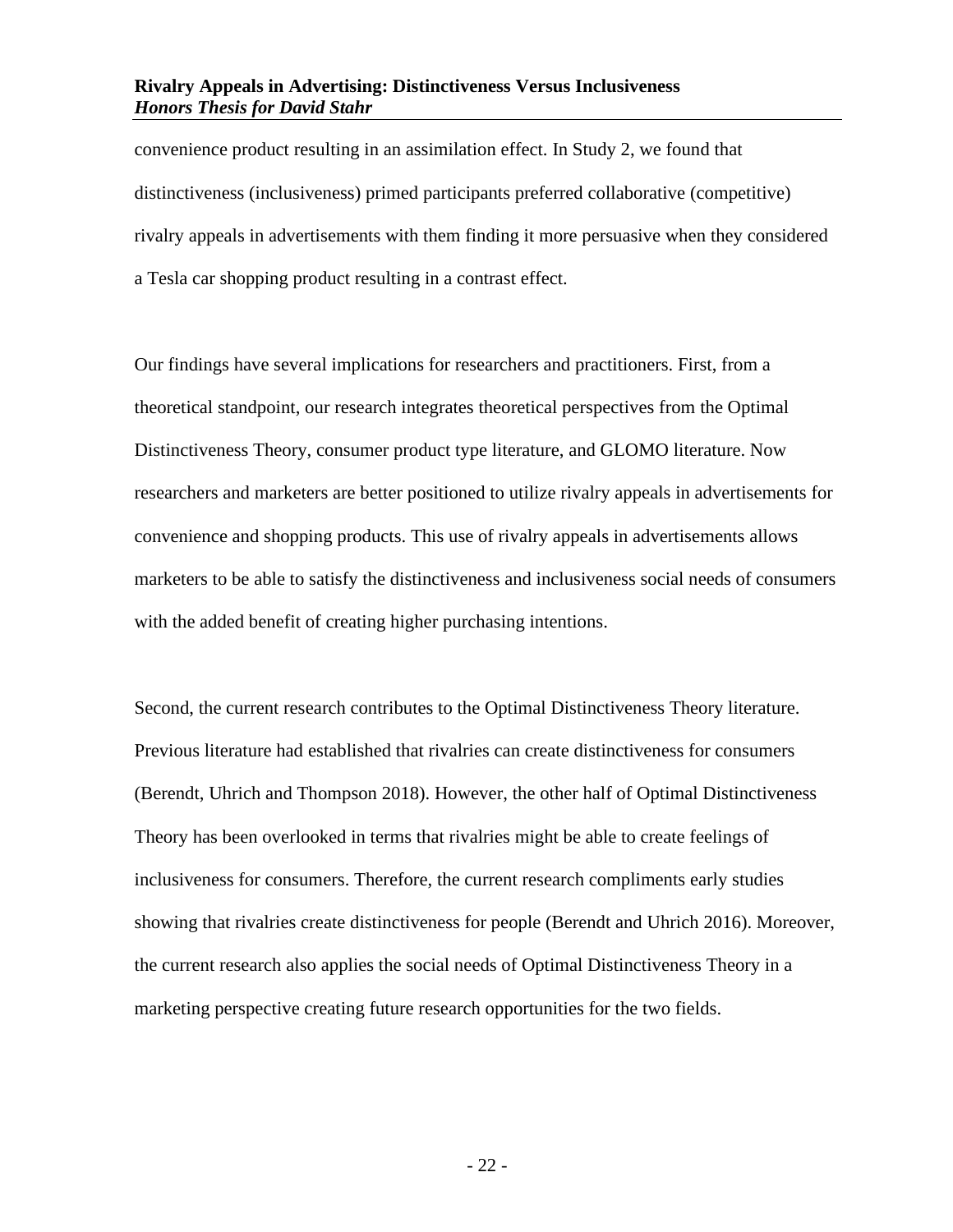convenience product resulting in an assimilation effect. In Study 2, we found that distinctiveness (inclusiveness) primed participants preferred collaborative (competitive) rivalry appeals in advertisements with them finding it more persuasive when they considered a Tesla car shopping product resulting in a contrast effect.

Our findings have several implications for researchers and practitioners. First, from a theoretical standpoint, our research integrates theoretical perspectives from the Optimal Distinctiveness Theory, consumer product type literature, and GLOMO literature. Now researchers and marketers are better positioned to utilize rivalry appeals in advertisements for convenience and shopping products. This use of rivalry appeals in advertisements allows marketers to be able to satisfy the distinctiveness and inclusiveness social needs of consumers with the added benefit of creating higher purchasing intentions.

Second, the current research contributes to the Optimal Distinctiveness Theory literature. Previous literature had established that rivalries can create distinctiveness for consumers (Berendt, Uhrich and Thompson 2018). However, the other half of Optimal Distinctiveness Theory has been overlooked in terms that rivalries might be able to create feelings of inclusiveness for consumers. Therefore, the current research compliments early studies showing that rivalries create distinctiveness for people (Berendt and Uhrich 2016). Moreover, the current research also applies the social needs of Optimal Distinctiveness Theory in a marketing perspective creating future research opportunities for the two fields.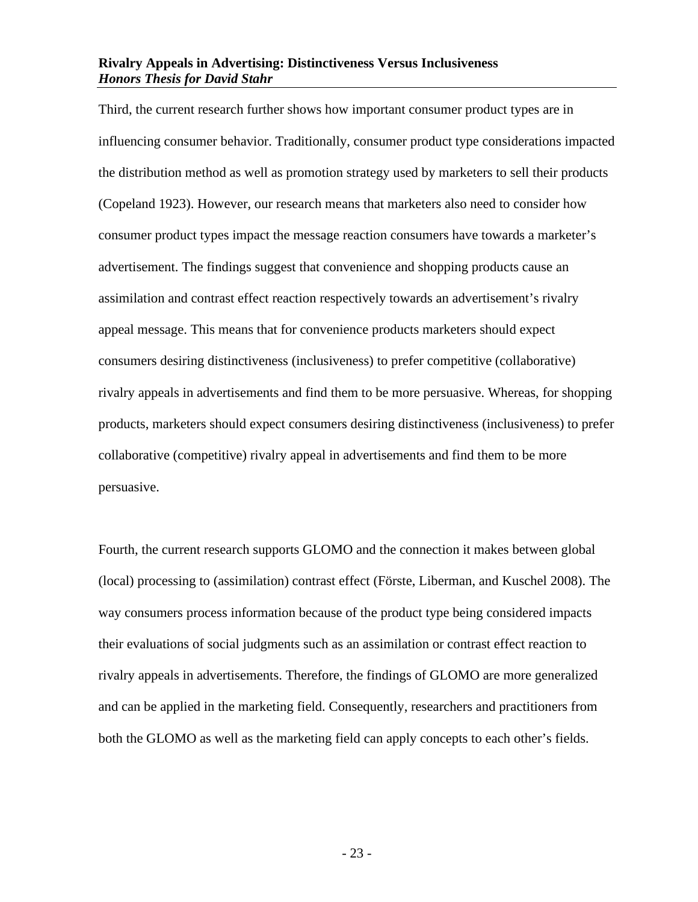Third, the current research further shows how important consumer product types are in influencing consumer behavior. Traditionally, consumer product type considerations impacted the distribution method as well as promotion strategy used by marketers to sell their products (Copeland 1923). However, our research means that marketers also need to consider how consumer product types impact the message reaction consumers have towards a marketer's advertisement. The findings suggest that convenience and shopping products cause an assimilation and contrast effect reaction respectively towards an advertisement's rivalry appeal message. This means that for convenience products marketers should expect consumers desiring distinctiveness (inclusiveness) to prefer competitive (collaborative) rivalry appeals in advertisements and find them to be more persuasive. Whereas, for shopping products, marketers should expect consumers desiring distinctiveness (inclusiveness) to prefer collaborative (competitive) rivalry appeal in advertisements and find them to be more persuasive.

Fourth, the current research supports GLOMO and the connection it makes between global (local) processing to (assimilation) contrast effect (Förste, Liberman, and Kuschel 2008). The way consumers process information because of the product type being considered impacts their evaluations of social judgments such as an assimilation or contrast effect reaction to rivalry appeals in advertisements. Therefore, the findings of GLOMO are more generalized and can be applied in the marketing field. Consequently, researchers and practitioners from both the GLOMO as well as the marketing field can apply concepts to each other's fields.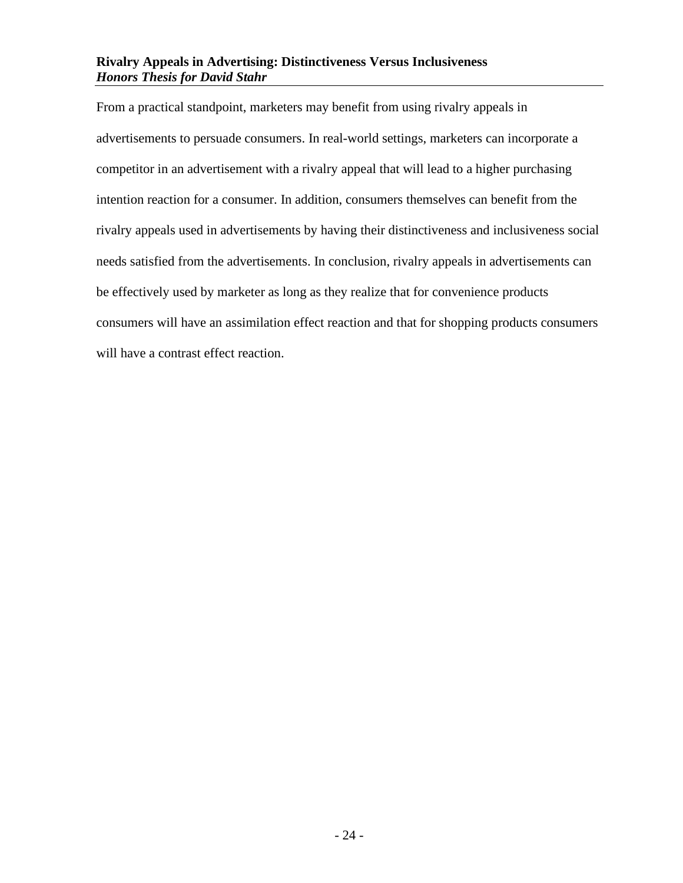From a practical standpoint, marketers may benefit from using rivalry appeals in advertisements to persuade consumers. In real-world settings, marketers can incorporate a competitor in an advertisement with a rivalry appeal that will lead to a higher purchasing intention reaction for a consumer. In addition, consumers themselves can benefit from the rivalry appeals used in advertisements by having their distinctiveness and inclusiveness social needs satisfied from the advertisements. In conclusion, rivalry appeals in advertisements can be effectively used by marketer as long as they realize that for convenience products consumers will have an assimilation effect reaction and that for shopping products consumers will have a contrast effect reaction.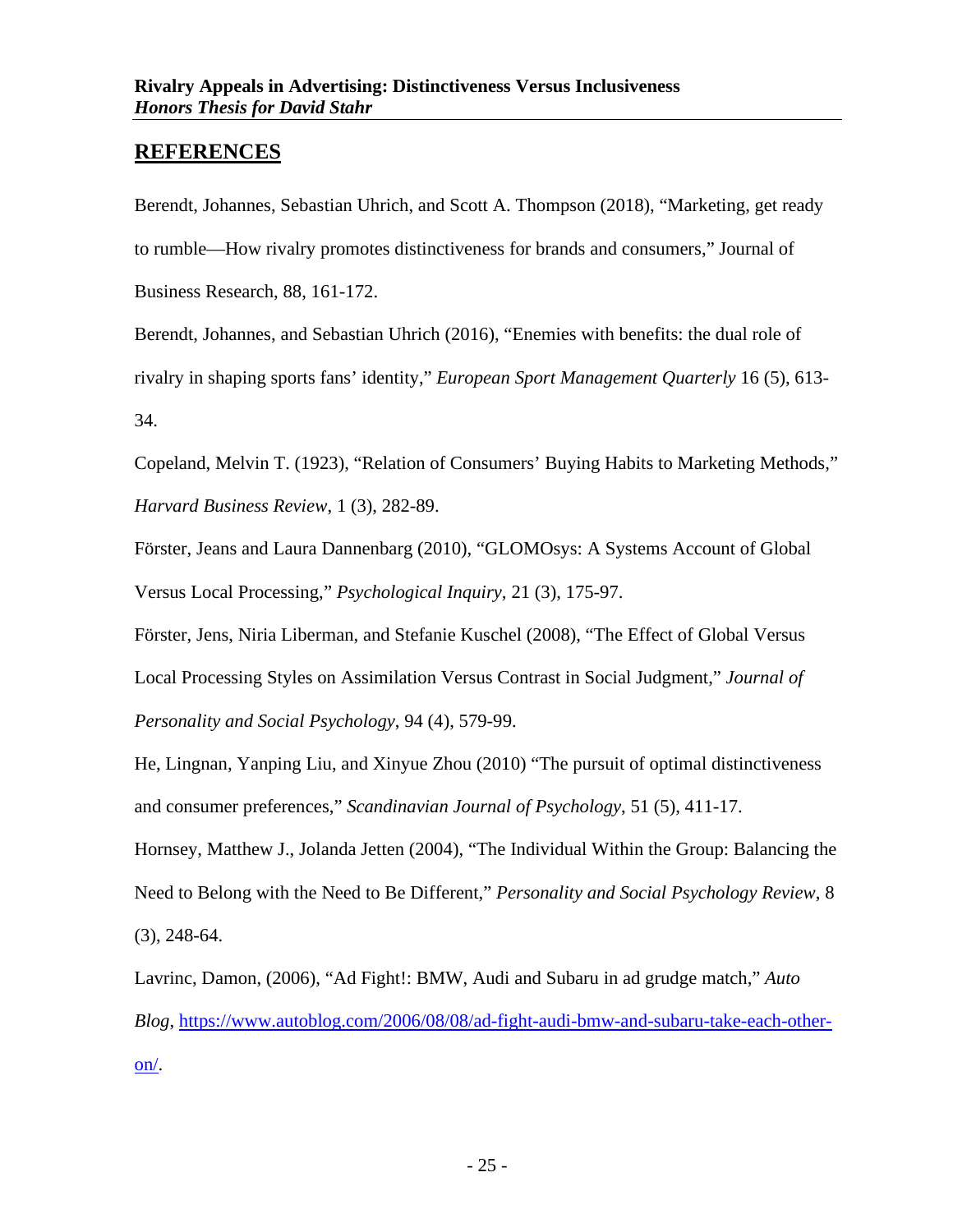## REFERENCES

Berendt, Johannes, Sebastian Uhrich, and Scott A. Thompson (2018), "Marketing, get ready to rumble—How rivalry promotes distinctiveness for brands and consumers," Journal of Business Research, 88, 161-172.

Berendt, Johannes, and Sebastian Uhrich (2016), "Enemies with benefits: the dual role of rivalry in shaping sports fans' identity," *European Sport Management Quarterly* 16 (5), 613-34.

Copeland, Melvin T. (1923), "Relation of Consumers' Buying Habits to Marketing Methods," *Harvard Business Review*, 1 (3), 282-89.

Förster, Jeans and Laura Dannenbarg (2010), "GLOMOsys: A Systems Account of Global Versus Local Processing," *Psychological Inquiry*, 21 (3), 175-97.

Förster, Jens, Niria Liberman, and Stefanie Kuschel (2008), "The Effect of Global Versus Local Processing Styles on Assimilation Versus Contrast in Social Judgment," *Journal of Personality and Social Psychology*, 94 (4), 579-99.

He, Lingnan, Yanping Liu, and Xinyue Zhou (2010) "The pursuit of optimal distinctiveness and consumer preferences," *Scandinavian Journal of Psychology*, 51 (5), 411-17.

Hornsey, Matthew J., Jolanda Jetten (2004), "The Individual Within the Group: Balancing the Need to Belong with the Need to Be Different," *Personality and Social Psychology Review*, 8 (3), 248-64.

Lavrinc, Damon, (2006), "Ad Fight!: BMW, Audi and Subaru in ad grudge match," *Auto Blog*, https://www.autoblog.com/2006/08/08/ad-fight-audi-bmw-and-subaru-take-each-other-on/.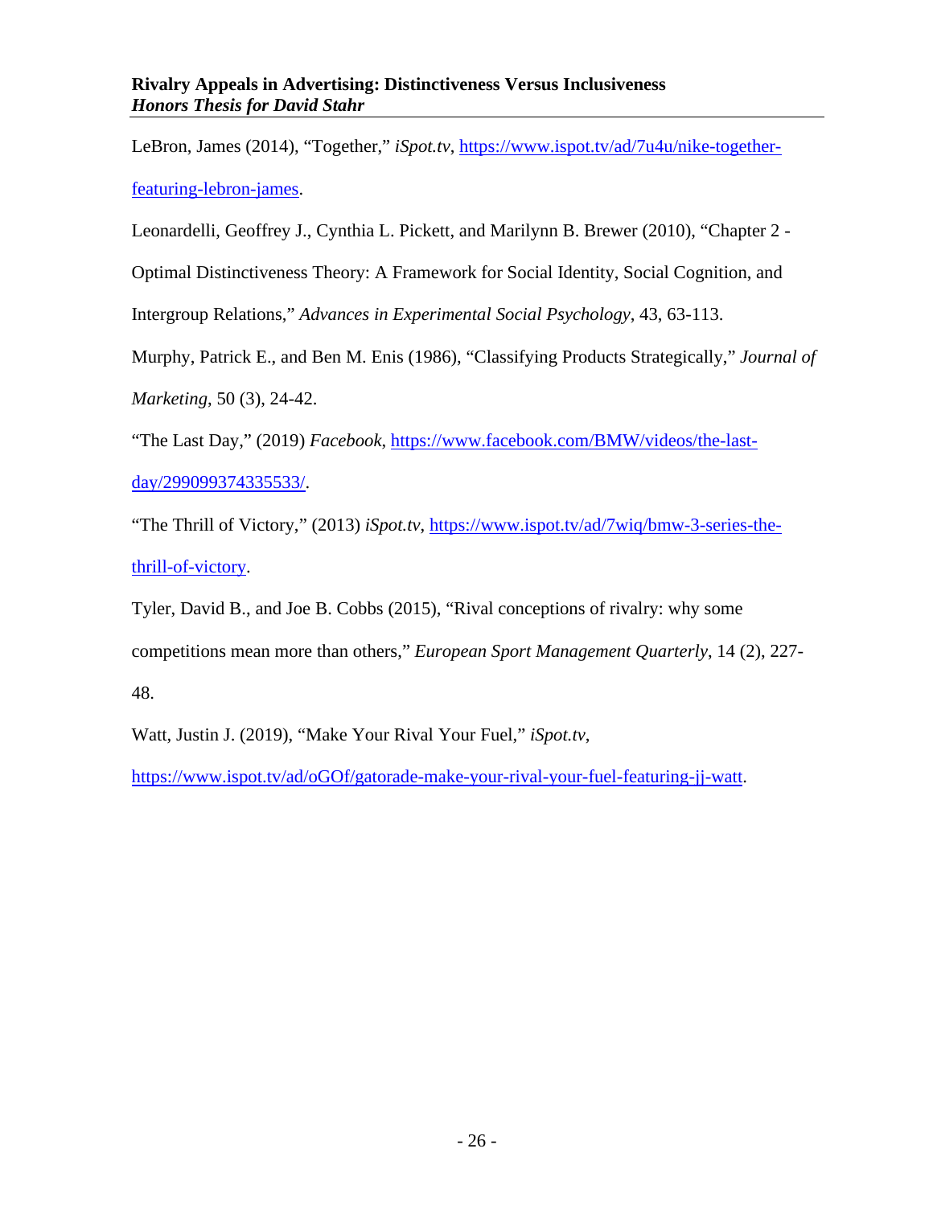LeBron, James (2014), “Together,” *iSpot.tv*, https://www.ispot.tv/ad/7u4u/nike-together-featuring-lebron-james.

Leonardelli, Geoffrey J., Cynthia L. Pickett, and Marilynn B. Brewer (2010), “Chapter 2 - Optimal Distinctiveness Theory: A Framework for Social Identity, Social Cognition, and Intergroup Relations,” *Advances in Experimental Social Psychology*, 43, 63-113.

Murphy, Patrick E., and Ben M. Enis (1986), “Classifying Products Strategically,” *Journal of Marketing*, 50 (3), 24-42.

“The Last Day,” (2019) *Facebook*, https://www.facebook.com/BMW/videos/the-last-day/299099374335533/.

“The Thrill of Victory,” (2013) *iSpot.tv*, https://www.ispot.tv/ad/7wiq/bmw-3-series-the-thrill-of-victory.

Tyler, David B., and Joe B. Cobbs (2015), “Rival conceptions of rivalry: why some competitions mean more than others,” *European Sport Management Quarterly*, 14 (2), 227-48.

Watt, Justin J. (2019), “Make Your Rival Your Fuel,” *iSpot.tv*, https://www.ispot.tv/ad/oGOf/gatorade-make-your-rival-your-fuel-featuring-jj-watt.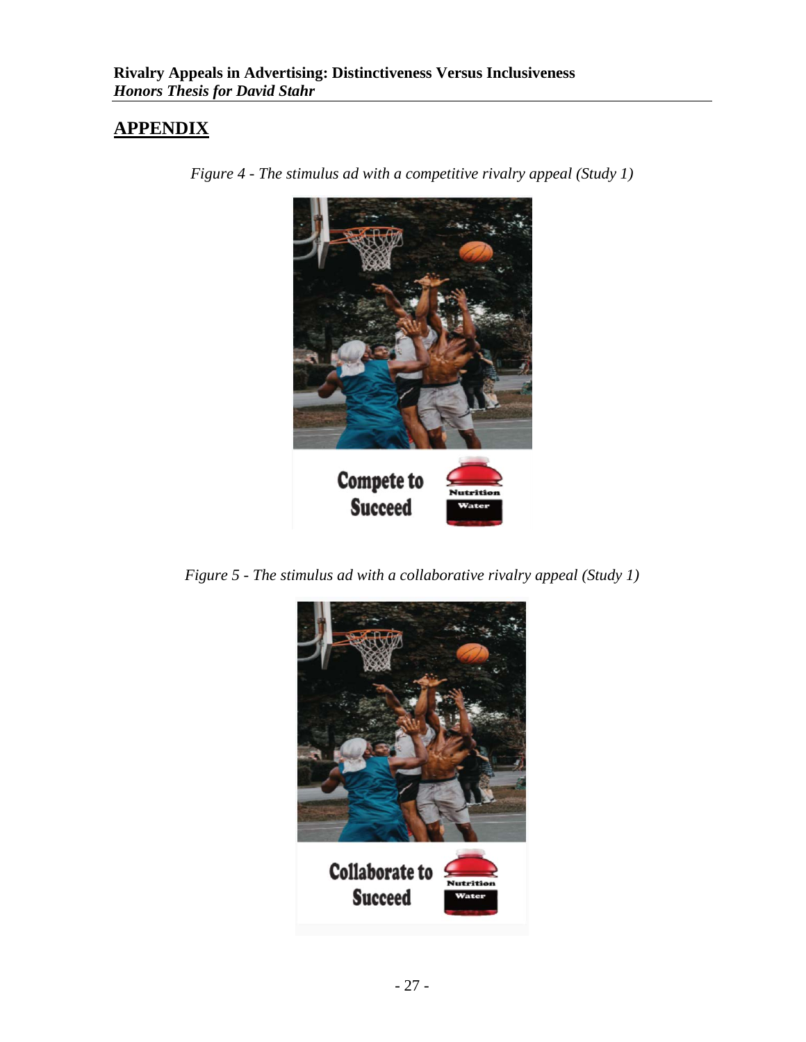## APPENDIX

*Figure 4 - The stimulus ad with a competitive rivalry appeal (Study 1)*

*Figure 5 - The stimulus ad with a collaborative rivalry appeal (Study 1)*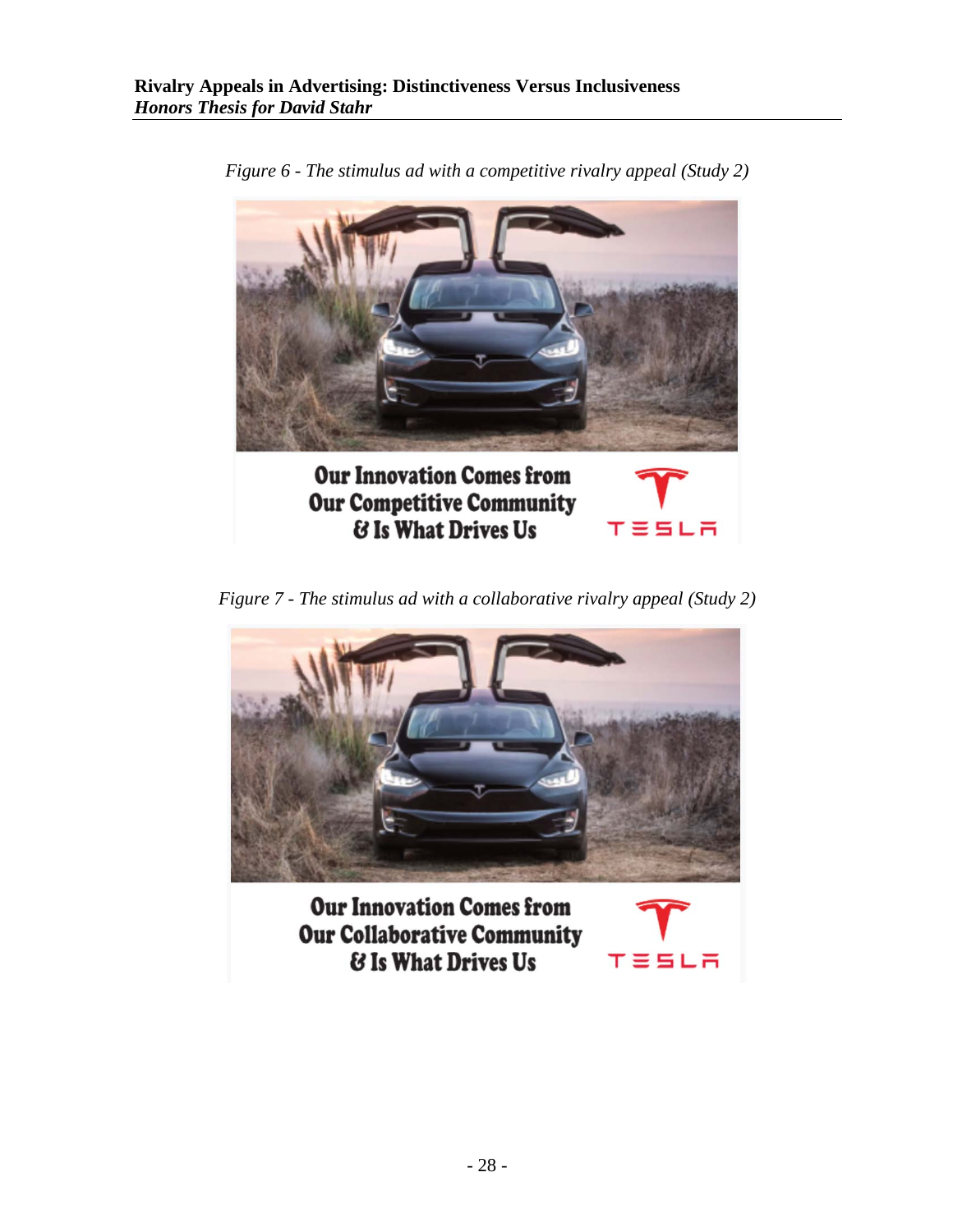*Figure 6 - The stimulus ad with a competitive rivalry appeal (Study 2)*

Our Innovation Comes from Our Competitive Community & Is What Drives Us

TESLA

*Figure 7 - The stimulus ad with a collaborative rivalry appeal (Study 2)*

Our Innovation Comes from Our Collaborative Community & Is What Drives Us

TESLA